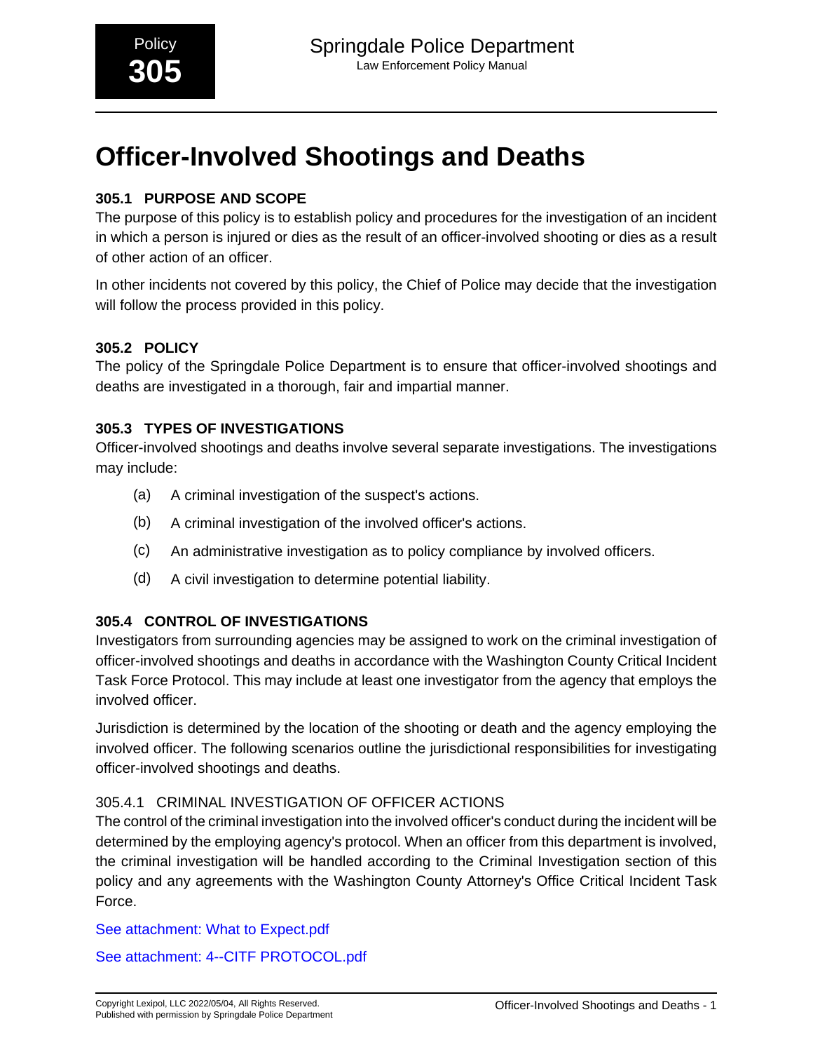Policy **305**

Springdale Police Department
Law Enforcement Policy Manual

# Officer-Involved Shootings and Deaths

### 305.1 PURPOSE AND SCOPE

The purpose of this policy is to establish policy and procedures for the investigation of an incident in which a person is injured or dies as the result of an officer-involved shooting or dies as a result of other action of an officer.

In other incidents not covered by this policy, the Chief of Police may decide that the investigation will follow the process provided in this policy.

### 305.2 POLICY

The policy of the Springdale Police Department is to ensure that officer-involved shootings and deaths are investigated in a thorough, fair and impartial manner.

### 305.3 TYPES OF INVESTIGATIONS

Officer-involved shootings and deaths involve several separate investigations. The investigations may include:

(a) A criminal investigation of the suspect's actions.

(b) A criminal investigation of the involved officer's actions.

(c) An administrative investigation as to policy compliance by involved officers.

(d) A civil investigation to determine potential liability.

### 305.4 CONTROL OF INVESTIGATIONS

Investigators from surrounding agencies may be assigned to work on the criminal investigation of officer-involved shootings and deaths in accordance with the Washington County Critical Incident Task Force Protocol. This may include at least one investigator from the agency that employs the involved officer.

Jurisdiction is determined by the location of the shooting or death and the agency employing the involved officer. The following scenarios outline the jurisdictional responsibilities for investigating officer-involved shootings and deaths.

#### 305.4.1 CRIMINAL INVESTIGATION OF OFFICER ACTIONS

The control of the criminal investigation into the involved officer's conduct during the incident will be determined by the employing agency's protocol. When an officer from this department is involved, the criminal investigation will be handled according to the Criminal Investigation section of this policy and any agreements with the Washington County Attorney's Office Critical Incident Task Force.

See attachment: What to Expect.pdf

See attachment: 4--CITF PROTOCOL.pdf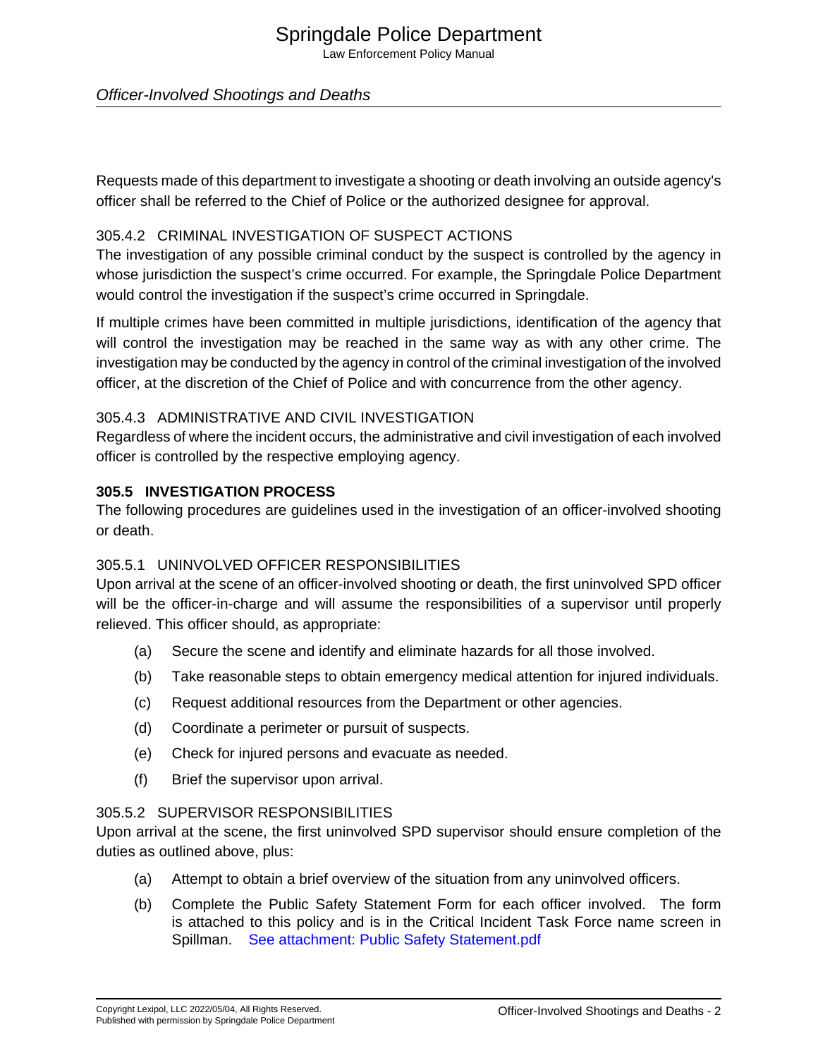Requests made of this department to investigate a shooting or death involving an outside agency's officer shall be referred to the Chief of Police or the authorized designee for approval.

### 305.4.2 CRIMINAL INVESTIGATION OF SUSPECT ACTIONS

The investigation of any possible criminal conduct by the suspect is controlled by the agency in whose jurisdiction the suspect's crime occurred. For example, the Springdale Police Department would control the investigation if the suspect's crime occurred in Springdale.

If multiple crimes have been committed in multiple jurisdictions, identification of the agency that will control the investigation may be reached in the same way as with any other crime. The investigation may be conducted by the agency in control of the criminal investigation of the involved officer, at the discretion of the Chief of Police and with concurrence from the other agency.

### 305.4.3 ADMINISTRATIVE AND CIVIL INVESTIGATION

Regardless of where the incident occurs, the administrative and civil investigation of each involved officer is controlled by the respective employing agency.

## 305.5 INVESTIGATION PROCESS

The following procedures are guidelines used in the investigation of an officer-involved shooting or death.

### 305.5.1 UNINVOLVED OFFICER RESPONSIBILITIES

Upon arrival at the scene of an officer-involved shooting or death, the first uninvolved SPD officer will be the officer-in-charge and will assume the responsibilities of a supervisor until properly relieved. This officer should, as appropriate:

(a) Secure the scene and identify and eliminate hazards for all those involved.

(b) Take reasonable steps to obtain emergency medical attention for injured individuals.

(c) Request additional resources from the Department or other agencies.

(d) Coordinate a perimeter or pursuit of suspects.

(e) Check for injured persons and evacuate as needed.

(f) Brief the supervisor upon arrival.

### 305.5.2 SUPERVISOR RESPONSIBILITIES

Upon arrival at the scene, the first uninvolved SPD supervisor should ensure completion of the duties as outlined above, plus:

(a) Attempt to obtain a brief overview of the situation from any uninvolved officers.

(b) Complete the Public Safety Statement Form for each officer involved. The form is attached to this policy and is in the Critical Incident Task Force name screen in Spillman. See attachment: Public Safety Statement.pdf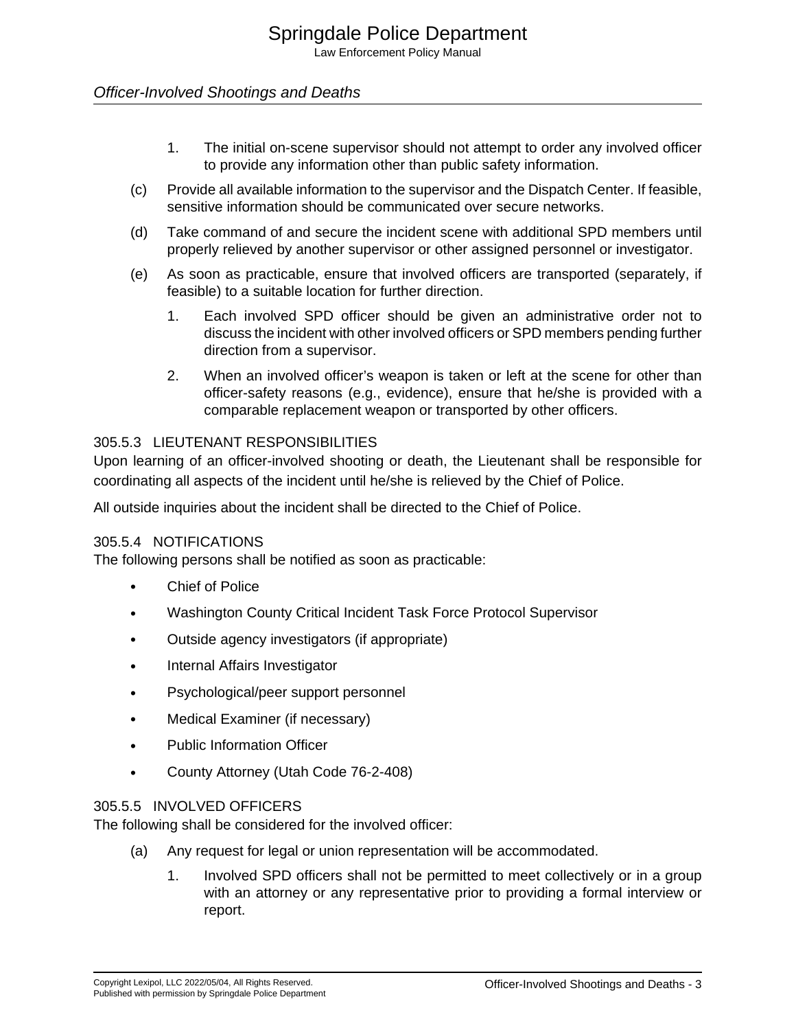1. The initial on-scene supervisor should not attempt to order any involved officer to provide any information other than public safety information.

(c) Provide all available information to the supervisor and the Dispatch Center. If feasible, sensitive information should be communicated over secure networks.

(d) Take command of and secure the incident scene with additional SPD members until properly relieved by another supervisor or other assigned personnel or investigator.

(e) As soon as practicable, ensure that involved officers are transported (separately, if feasible) to a suitable location for further direction.

   1. Each involved SPD officer should be given an administrative order not to discuss the incident with other involved officers or SPD members pending further direction from a supervisor.

   2. When an involved officer's weapon is taken or left at the scene for other than officer-safety reasons (e.g., evidence), ensure that he/she is provided with a comparable replacement weapon or transported by other officers.

### 305.5.3 LIEUTENANT RESPONSIBILITIES

Upon learning of an officer-involved shooting or death, the Lieutenant shall be responsible for coordinating all aspects of the incident until he/she is relieved by the Chief of Police.

All outside inquiries about the incident shall be directed to the Chief of Police.

### 305.5.4 NOTIFICATIONS

The following persons shall be notified as soon as practicable:

- Chief of Police
- Washington County Critical Incident Task Force Protocol Supervisor
- Outside agency investigators (if appropriate)
- Internal Affairs Investigator
- Psychological/peer support personnel
- Medical Examiner (if necessary)
- Public Information Officer
- County Attorney (Utah Code 76-2-408)

### 305.5.5 INVOLVED OFFICERS

The following shall be considered for the involved officer:

(a) Any request for legal or union representation will be accommodated.

   1. Involved SPD officers shall not be permitted to meet collectively or in a group with an attorney or any representative prior to providing a formal interview or report.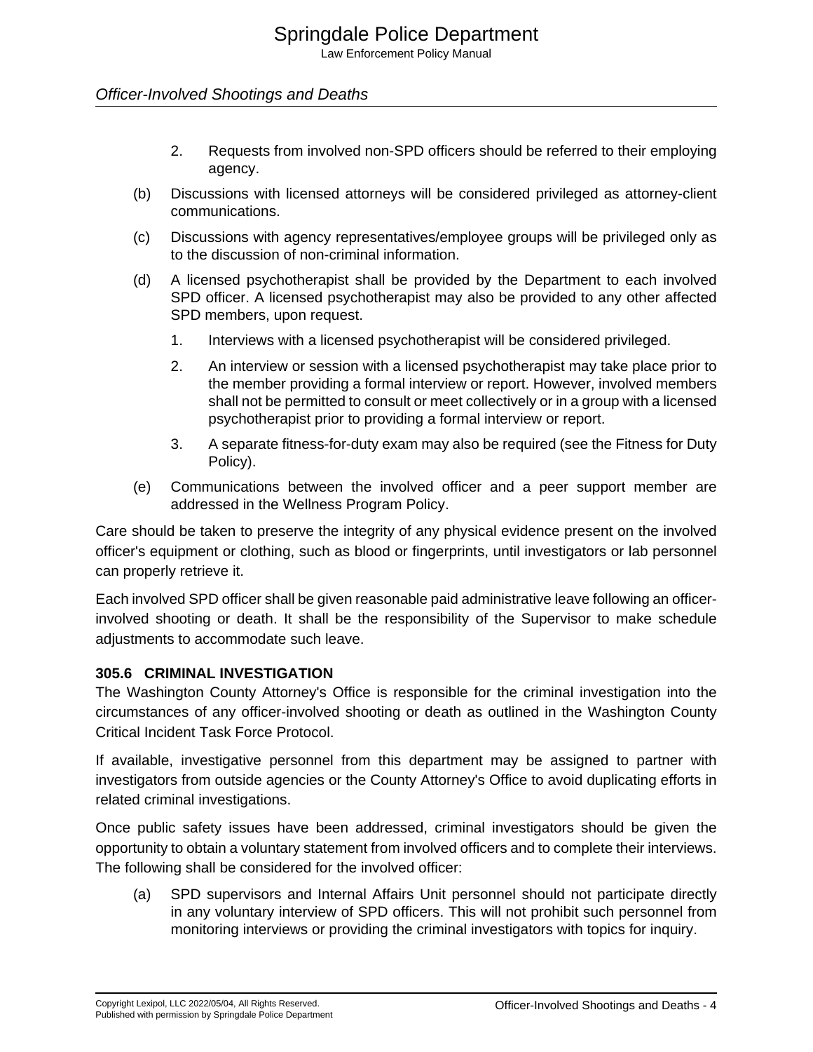2. Requests from involved non-SPD officers should be referred to their employing agency.

(b) Discussions with licensed attorneys will be considered privileged as attorney-client communications.

(c) Discussions with agency representatives/employee groups will be privileged only as to the discussion of non-criminal information.

(d) A licensed psychotherapist shall be provided by the Department to each involved SPD officer. A licensed psychotherapist may also be provided to any other affected SPD members, upon request.

1. Interviews with a licensed psychotherapist will be considered privileged.

2. An interview or session with a licensed psychotherapist may take place prior to the member providing a formal interview or report. However, involved members shall not be permitted to consult or meet collectively or in a group with a licensed psychotherapist prior to providing a formal interview or report.

3. A separate fitness-for-duty exam may also be required (see the Fitness for Duty Policy).

(e) Communications between the involved officer and a peer support member are addressed in the Wellness Program Policy.

Care should be taken to preserve the integrity of any physical evidence present on the involved officer's equipment or clothing, such as blood or fingerprints, until investigators or lab personnel can properly retrieve it.

Each involved SPD officer shall be given reasonable paid administrative leave following an officer-involved shooting or death. It shall be the responsibility of the Supervisor to make schedule adjustments to accommodate such leave.

### 305.6 CRIMINAL INVESTIGATION

The Washington County Attorney's Office is responsible for the criminal investigation into the circumstances of any officer-involved shooting or death as outlined in the Washington County Critical Incident Task Force Protocol.

If available, investigative personnel from this department may be assigned to partner with investigators from outside agencies or the County Attorney's Office to avoid duplicating efforts in related criminal investigations.

Once public safety issues have been addressed, criminal investigators should be given the opportunity to obtain a voluntary statement from involved officers and to complete their interviews. The following shall be considered for the involved officer:

(a) SPD supervisors and Internal Affairs Unit personnel should not participate directly in any voluntary interview of SPD officers. This will not prohibit such personnel from monitoring interviews or providing the criminal investigators with topics for inquiry.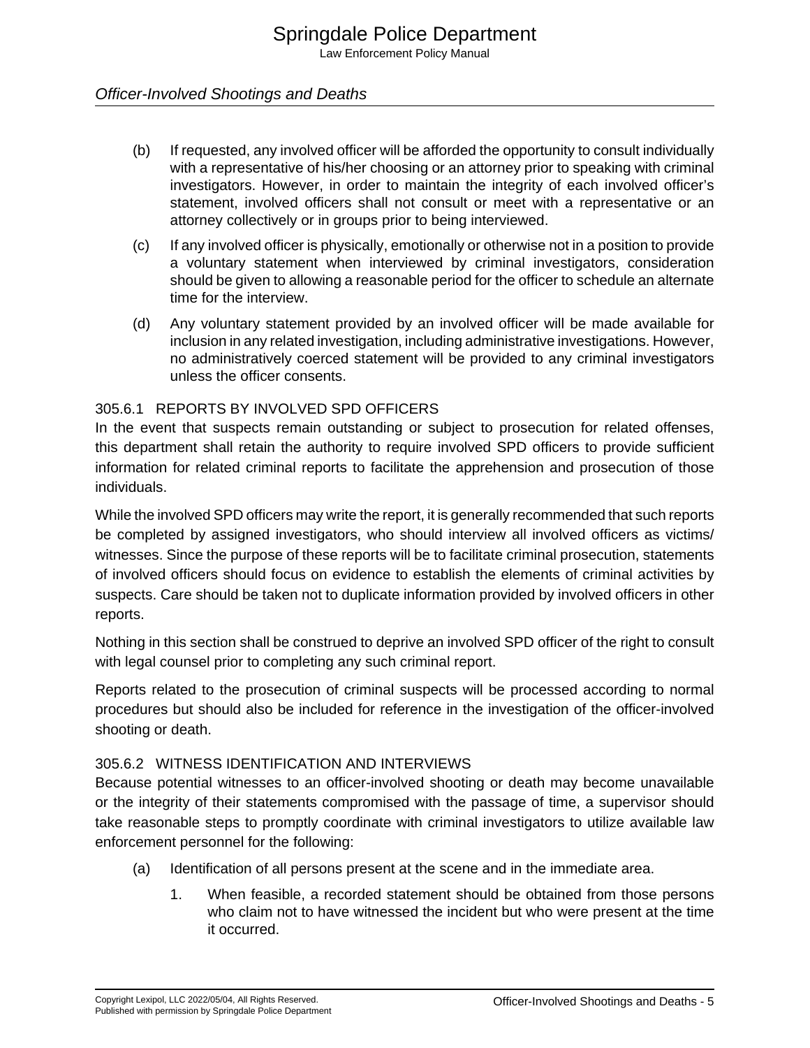(b) If requested, any involved officer will be afforded the opportunity to consult individually with a representative of his/her choosing or an attorney prior to speaking with criminal investigators. However, in order to maintain the integrity of each involved officer's statement, involved officers shall not consult or meet with a representative or an attorney collectively or in groups prior to being interviewed.

(c) If any involved officer is physically, emotionally or otherwise not in a position to provide a voluntary statement when interviewed by criminal investigators, consideration should be given to allowing a reasonable period for the officer to schedule an alternate time for the interview.

(d) Any voluntary statement provided by an involved officer will be made available for inclusion in any related investigation, including administrative investigations. However, no administratively coerced statement will be provided to any criminal investigators unless the officer consents.

### 305.6.1 REPORTS BY INVOLVED SPD OFFICERS

In the event that suspects remain outstanding or subject to prosecution for related offenses, this department shall retain the authority to require involved SPD officers to provide sufficient information for related criminal reports to facilitate the apprehension and prosecution of those individuals.

While the involved SPD officers may write the report, it is generally recommended that such reports be completed by assigned investigators, who should interview all involved officers as victims/ witnesses. Since the purpose of these reports will be to facilitate criminal prosecution, statements of involved officers should focus on evidence to establish the elements of criminal activities by suspects. Care should be taken not to duplicate information provided by involved officers in other reports.

Nothing in this section shall be construed to deprive an involved SPD officer of the right to consult with legal counsel prior to completing any such criminal report.

Reports related to the prosecution of criminal suspects will be processed according to normal procedures but should also be included for reference in the investigation of the officer-involved shooting or death.

### 305.6.2 WITNESS IDENTIFICATION AND INTERVIEWS

Because potential witnesses to an officer-involved shooting or death may become unavailable or the integrity of their statements compromised with the passage of time, a supervisor should take reasonable steps to promptly coordinate with criminal investigators to utilize available law enforcement personnel for the following:

(a) Identification of all persons present at the scene and in the immediate area.

1. When feasible, a recorded statement should be obtained from those persons who claim not to have witnessed the incident but who were present at the time it occurred.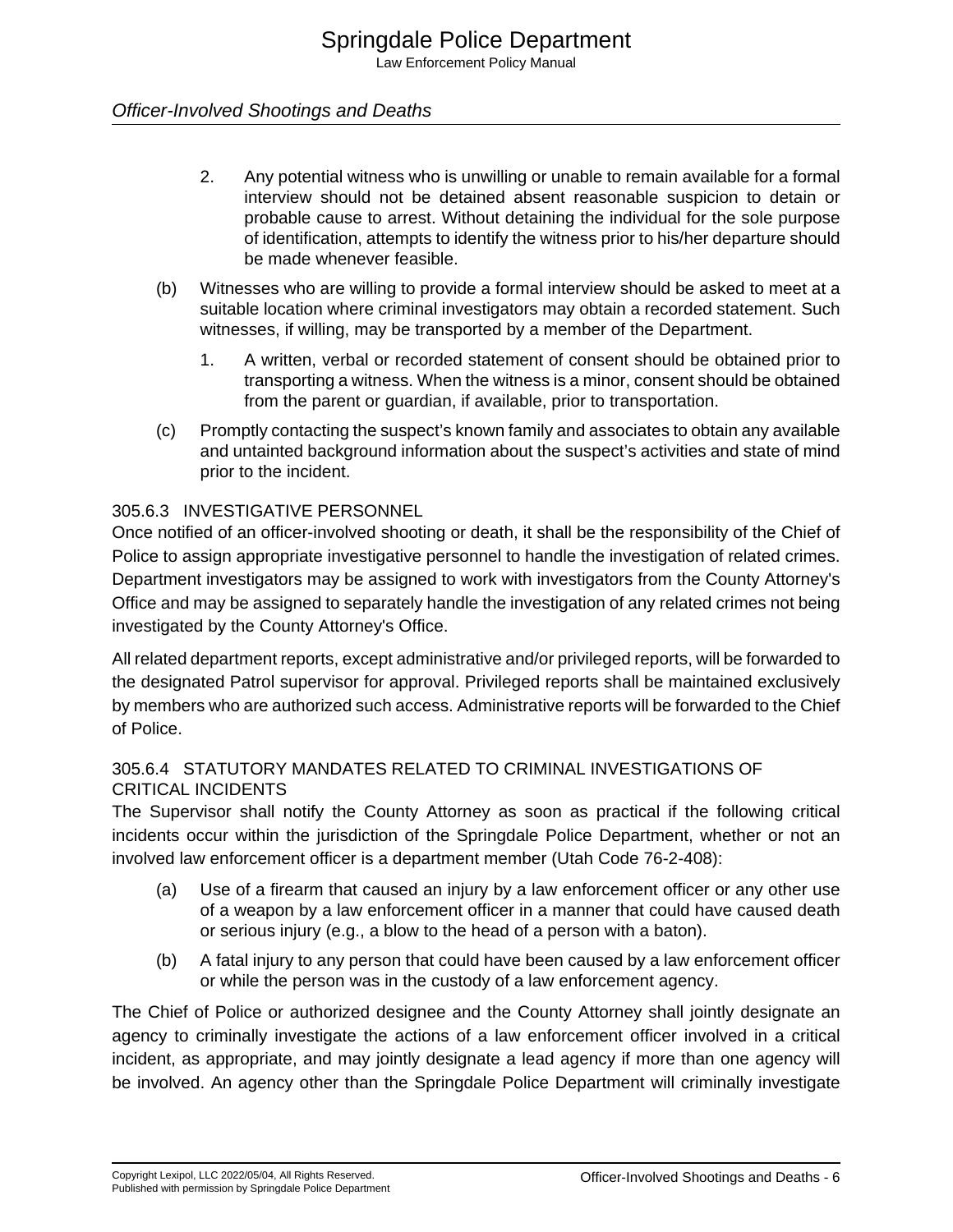2. Any potential witness who is unwilling or unable to remain available for a formal interview should not be detained absent reasonable suspicion to detain or probable cause to arrest. Without detaining the individual for the sole purpose of identification, attempts to identify the witness prior to his/her departure should be made whenever feasible.

(b) Witnesses who are willing to provide a formal interview should be asked to meet at a suitable location where criminal investigators may obtain a recorded statement. Such witnesses, if willing, may be transported by a member of the Department.

1. A written, verbal or recorded statement of consent should be obtained prior to transporting a witness. When the witness is a minor, consent should be obtained from the parent or guardian, if available, prior to transportation.

(c) Promptly contacting the suspect's known family and associates to obtain any available and untainted background information about the suspect's activities and state of mind prior to the incident.

### 305.6.3 INVESTIGATIVE PERSONNEL

Once notified of an officer-involved shooting or death, it shall be the responsibility of the Chief of Police to assign appropriate investigative personnel to handle the investigation of related crimes. Department investigators may be assigned to work with investigators from the County Attorney's Office and may be assigned to separately handle the investigation of any related crimes not being investigated by the County Attorney's Office.

All related department reports, except administrative and/or privileged reports, will be forwarded to the designated Patrol supervisor for approval. Privileged reports shall be maintained exclusively by members who are authorized such access. Administrative reports will be forwarded to the Chief of Police.

### 305.6.4 STATUTORY MANDATES RELATED TO CRIMINAL INVESTIGATIONS OF CRITICAL INCIDENTS

The Supervisor shall notify the County Attorney as soon as practical if the following critical incidents occur within the jurisdiction of the Springdale Police Department, whether or not an involved law enforcement officer is a department member (Utah Code 76-2-408):

(a) Use of a firearm that caused an injury by a law enforcement officer or any other use of a weapon by a law enforcement officer in a manner that could have caused death or serious injury (e.g., a blow to the head of a person with a baton).

(b) A fatal injury to any person that could have been caused by a law enforcement officer or while the person was in the custody of a law enforcement agency.

The Chief of Police or authorized designee and the County Attorney shall jointly designate an agency to criminally investigate the actions of a law enforcement officer involved in a critical incident, as appropriate, and may jointly designate a lead agency if more than one agency will be involved. An agency other than the Springdale Police Department will criminally investigate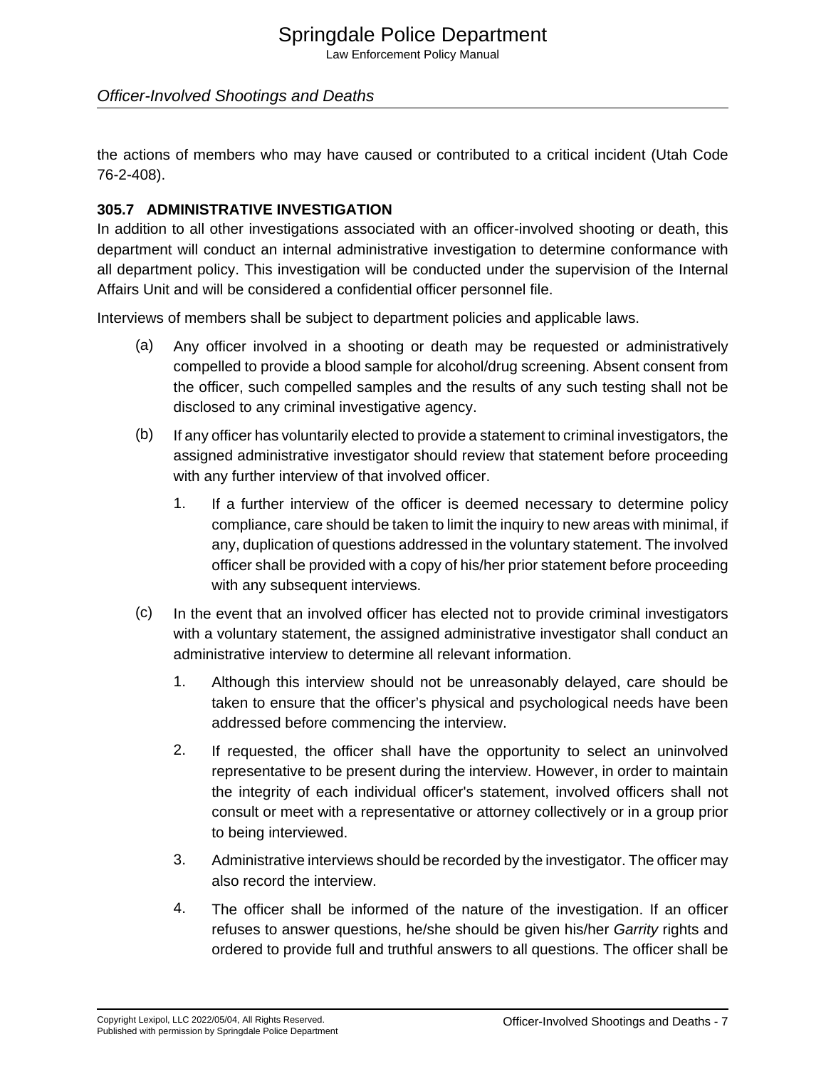the actions of members who may have caused or contributed to a critical incident (Utah Code 76-2-408).

### 305.7 ADMINISTRATIVE INVESTIGATION

In addition to all other investigations associated with an officer-involved shooting or death, this department will conduct an internal administrative investigation to determine conformance with all department policy. This investigation will be conducted under the supervision of the Internal Affairs Unit and will be considered a confidential officer personnel file.

Interviews of members shall be subject to department policies and applicable laws.

(a) Any officer involved in a shooting or death may be requested or administratively compelled to provide a blood sample for alcohol/drug screening. Absent consent from the officer, such compelled samples and the results of any such testing shall not be disclosed to any criminal investigative agency.

(b) If any officer has voluntarily elected to provide a statement to criminal investigators, the assigned administrative investigator should review that statement before proceeding with any further interview of that involved officer.

    1. If a further interview of the officer is deemed necessary to determine policy compliance, care should be taken to limit the inquiry to new areas with minimal, if any, duplication of questions addressed in the voluntary statement. The involved officer shall be provided with a copy of his/her prior statement before proceeding with any subsequent interviews.

(c) In the event that an involved officer has elected not to provide criminal investigators with a voluntary statement, the assigned administrative investigator shall conduct an administrative interview to determine all relevant information.

    1. Although this interview should not be unreasonably delayed, care should be taken to ensure that the officer's physical and psychological needs have been addressed before commencing the interview.

    2. If requested, the officer shall have the opportunity to select an uninvolved representative to be present during the interview. However, in order to maintain the integrity of each individual officer's statement, involved officers shall not consult or meet with a representative or attorney collectively or in a group prior to being interviewed.

    3. Administrative interviews should be recorded by the investigator. The officer may also record the interview.

    4. The officer shall be informed of the nature of the investigation. If an officer refuses to answer questions, he/she should be given his/her *Garrity* rights and ordered to provide full and truthful answers to all questions. The officer shall be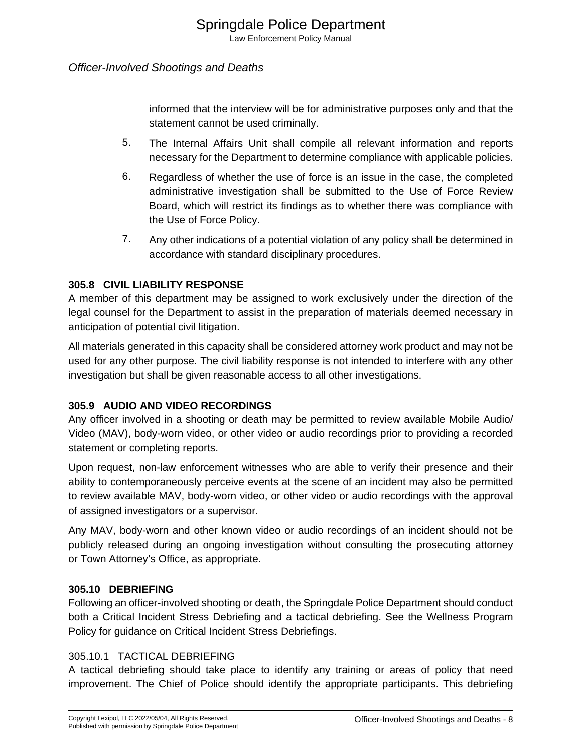informed that the interview will be for administrative purposes only and that the statement cannot be used criminally.

5. The Internal Affairs Unit shall compile all relevant information and reports necessary for the Department to determine compliance with applicable policies.

6. Regardless of whether the use of force is an issue in the case, the completed administrative investigation shall be submitted to the Use of Force Review Board, which will restrict its findings as to whether there was compliance with the Use of Force Policy.

7. Any other indications of a potential violation of any policy shall be determined in accordance with standard disciplinary procedures.

## 305.8 CIVIL LIABILITY RESPONSE

A member of this department may be assigned to work exclusively under the direction of the legal counsel for the Department to assist in the preparation of materials deemed necessary in anticipation of potential civil litigation.

All materials generated in this capacity shall be considered attorney work product and may not be used for any other purpose. The civil liability response is not intended to interfere with any other investigation but shall be given reasonable access to all other investigations.

## 305.9 AUDIO AND VIDEO RECORDINGS

Any officer involved in a shooting or death may be permitted to review available Mobile Audio/Video (MAV), body-worn video, or other video or audio recordings prior to providing a recorded statement or completing reports.

Upon request, non-law enforcement witnesses who are able to verify their presence and their ability to contemporaneously perceive events at the scene of an incident may also be permitted to review available MAV, body-worn video, or other video or audio recordings with the approval of assigned investigators or a supervisor.

Any MAV, body-worn and other known video or audio recordings of an incident should not be publicly released during an ongoing investigation without consulting the prosecuting attorney or Town Attorney's Office, as appropriate.

## 305.10 DEBRIEFING

Following an officer-involved shooting or death, the Springdale Police Department should conduct both a Critical Incident Stress Debriefing and a tactical debriefing. See the Wellness Program Policy for guidance on Critical Incident Stress Debriefings.

### 305.10.1 TACTICAL DEBRIEFING

A tactical debriefing should take place to identify any training or areas of policy that need improvement. The Chief of Police should identify the appropriate participants. This debriefing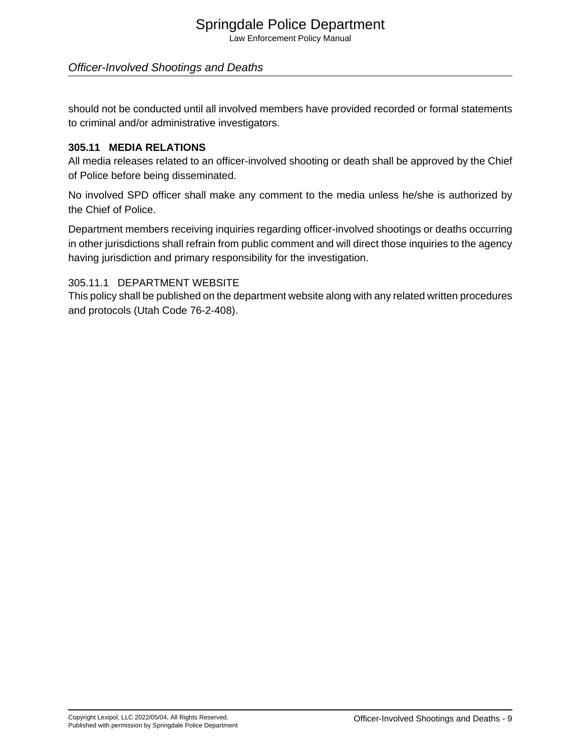should not be conducted until all involved members have provided recorded or formal statements to criminal and/or administrative investigators.

## 305.11 MEDIA RELATIONS

All media releases related to an officer-involved shooting or death shall be approved by the Chief of Police before being disseminated.

No involved SPD officer shall make any comment to the media unless he/she is authorized by the Chief of Police.

Department members receiving inquiries regarding officer-involved shootings or deaths occurring in other jurisdictions shall refrain from public comment and will direct those inquiries to the agency having jurisdiction and primary responsibility for the investigation.

### 305.11.1 DEPARTMENT WEBSITE

This policy shall be published on the department website along with any related written procedures and protocols (Utah Code 76-2-408).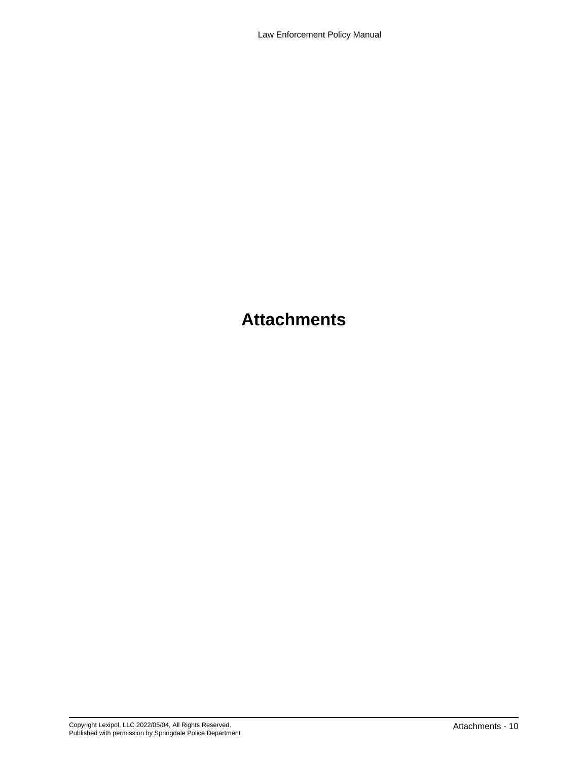# Attachments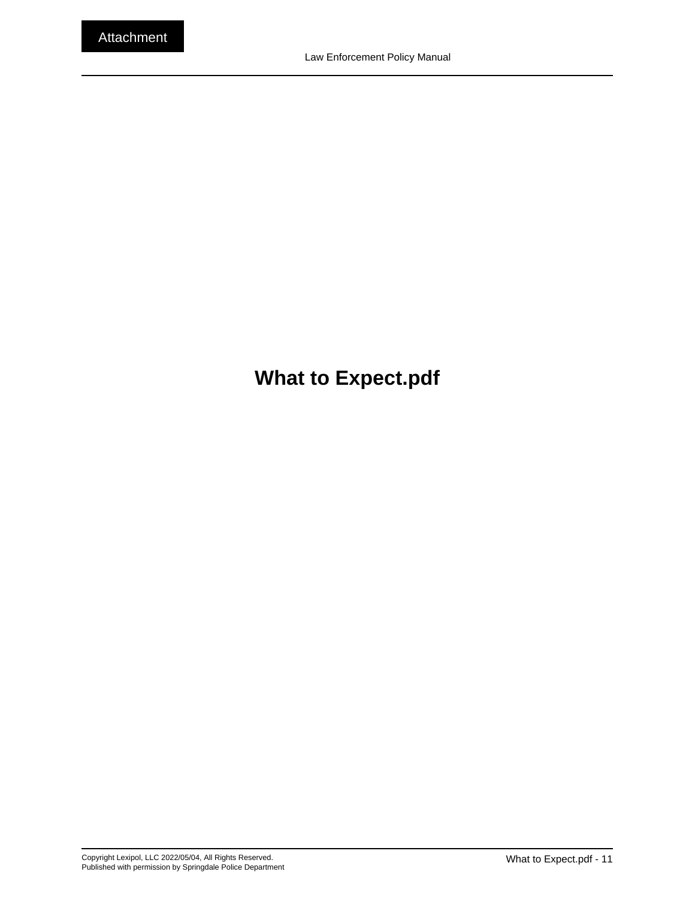# What to Expect.pdf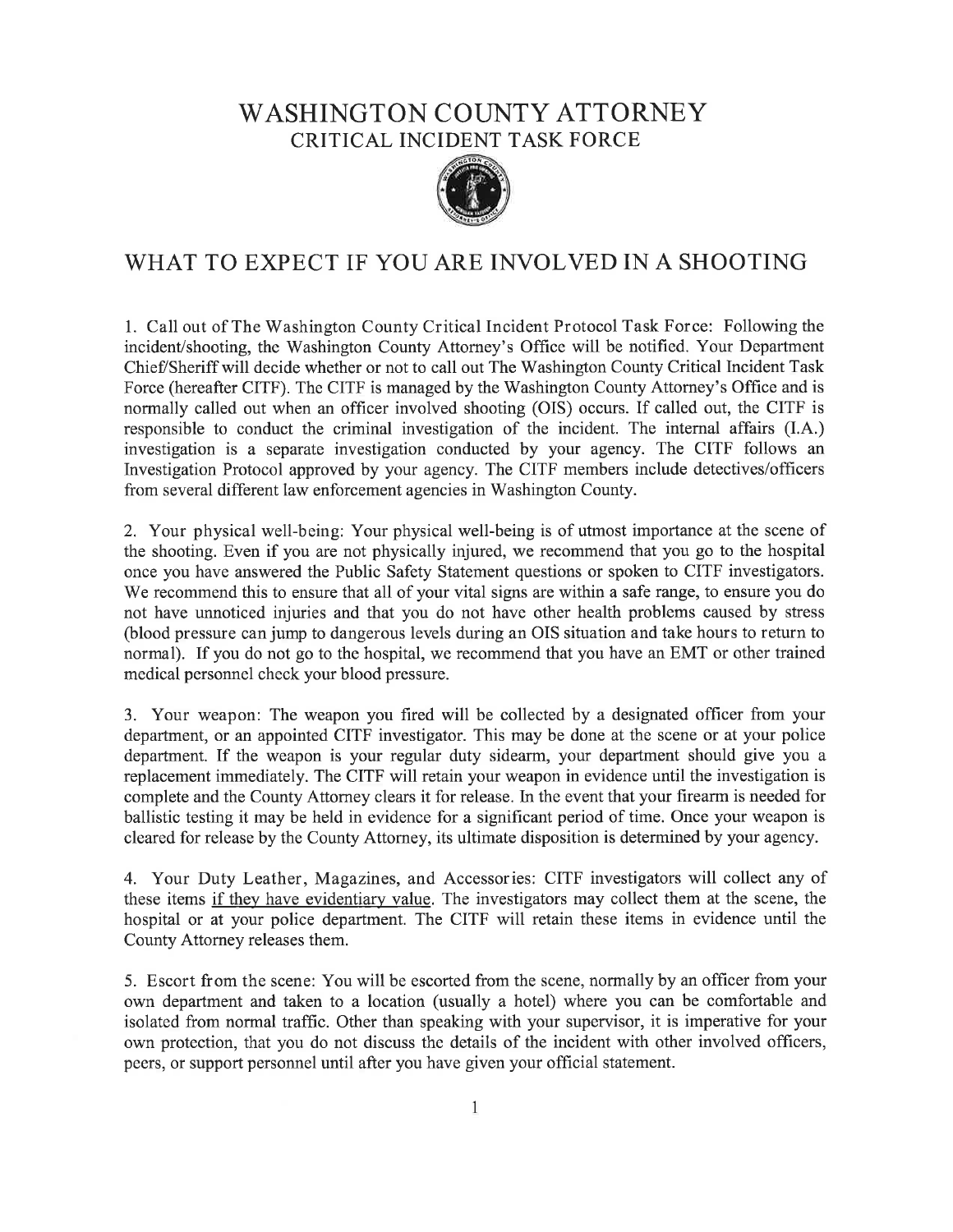# WASHINGTON COUNTY ATTORNEY

## CRITICAL INCIDENT TASK FORCE

## WHAT TO EXPECT IF YOU ARE INVOLVED IN A SHOOTING

1. Call out of The Washington County Critical Incident Protocol Task Force: Following the incident/shooting, the Washington County Attorney's Office will be notified. Your Department Chief/Sheriff will decide whether or not to call out The Washington County Critical Incident Task Force (hereafter CITF). The CITF is managed by the Washington County Attorney's Office and is normally called out when an officer involved shooting (OIS) occurs. If called out, the CITF is responsible to conduct the criminal investigation of the incident. The internal affairs (I.A.) investigation is a separate investigation conducted by your agency. The CITF follows an Investigation Protocol approved by your agency. The CITF members include detectives/officers from several different law enforcement agencies in Washington County.

2. Your physical well-being: Your physical well-being is of utmost importance at the scene of the shooting. Even if you are not physically injured, we recommend that you go to the hospital once you have answered the Public Safety Statement questions or spoken to CITF investigators. We recommend this to ensure that all of your vital signs are within a safe range, to ensure you do not have unnoticed injuries and that you do not have other health problems caused by stress (blood pressure can jump to dangerous levels during an OIS situation and take hours to return to normal). If you do not go to the hospital, we recommend that you have an EMT or other trained medical personnel check your blood pressure.

3. Your weapon: The weapon you fired will be collected by a designated officer from your department, or an appointed CITF investigator. This may be done at the scene or at your police department. If the weapon is your regular duty sidearm, your department should give you a replacement immediately. The CITF will retain your weapon in evidence until the investigation is complete and the County Attorney clears it for release. In the event that your firearm is needed for ballistic testing it may be held in evidence for a significant period of time. Once your weapon is cleared for release by the County Attorney, its ultimate disposition is determined by your agency.

4. Your Duty Leather, Magazines, and Accessories: CITF investigators will collect any of these items <u>if they have evidentiary value</u>. The investigators may collect them at the scene, the hospital or at your police department. The CITF will retain these items in evidence until the County Attorney releases them.

5. Escort from the scene: You will be escorted from the scene, normally by an officer from your own department and taken to a location (usually a hotel) where you can be comfortable and isolated from normal traffic. Other than speaking with your supervisor, it is imperative for your own protection, that you do not discuss the details of the incident with other involved officers, peers, or support personnel until after you have given your official statement.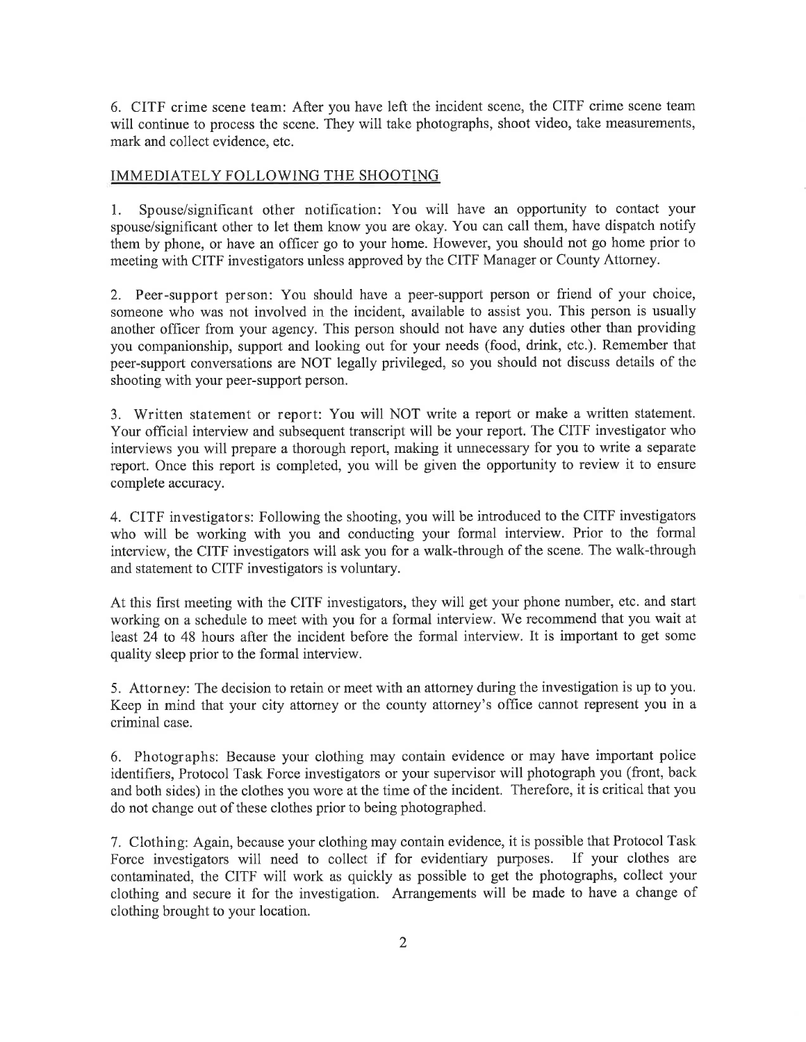6. CITF crime scene team: After you have left the incident scene, the CITF crime scene team will continue to process the scene. They will take photographs, shoot video, take measurements, mark and collect evidence, etc.

## IMMEDIATELY FOLLOWING THE SHOOTING

1. Spouse/significant other notification: You will have an opportunity to contact your spouse/significant other to let them know you are okay. You can call them, have dispatch notify them by phone, or have an officer go to your home. However, you should not go home prior to meeting with CITF investigators unless approved by the CITF Manager or County Attorney.

2. Peer-support person: You should have a peer-support person or friend of your choice, someone who was not involved in the incident, available to assist you. This person is usually another officer from your agency. This person should not have any duties other than providing you companionship, support and looking out for your needs (food, drink, etc.). Remember that peer-support conversations are NOT legally privileged, so you should not discuss details of the shooting with your peer-support person.

3. Written statement or report: You will NOT write a report or make a written statement. Your official interview and subsequent transcript will be your report. The CITF investigator who interviews you will prepare a thorough report, making it unnecessary for you to write a separate report. Once this report is completed, you will be given the opportunity to review it to ensure complete accuracy.

4. CITF investigators: Following the shooting, you will be introduced to the CITF investigators who will be working with you and conducting your formal interview. Prior to the formal interview, the CITF investigators will ask you for a walk-through of the scene. The walk-through and statement to CITF investigators is voluntary.

At this first meeting with the CITF investigators, they will get your phone number, etc. and start working on a schedule to meet with you for a formal interview. We recommend that you wait at least 24 to 48 hours after the incident before the formal interview. It is important to get some quality sleep prior to the formal interview.

5. Attorney: The decision to retain or meet with an attorney during the investigation is up to you. Keep in mind that your city attorney or the county attorney's office cannot represent you in a criminal case.

6. Photographs: Because your clothing may contain evidence or may have important police identifiers, Protocol Task Force investigators or your supervisor will photograph you (front, back and both sides) in the clothes you wore at the time of the incident. Therefore, it is critical that you do not change out of these clothes prior to being photographed.

7. Clothing: Again, because your clothing may contain evidence, it is possible that Protocol Task Force investigators will need to collect if for evidentiary purposes. If your clothes are contaminated, the CITF will work as quickly as possible to get the photographs, collect your clothing and secure it for the investigation. Arrangements will be made to have a change of clothing brought to your location.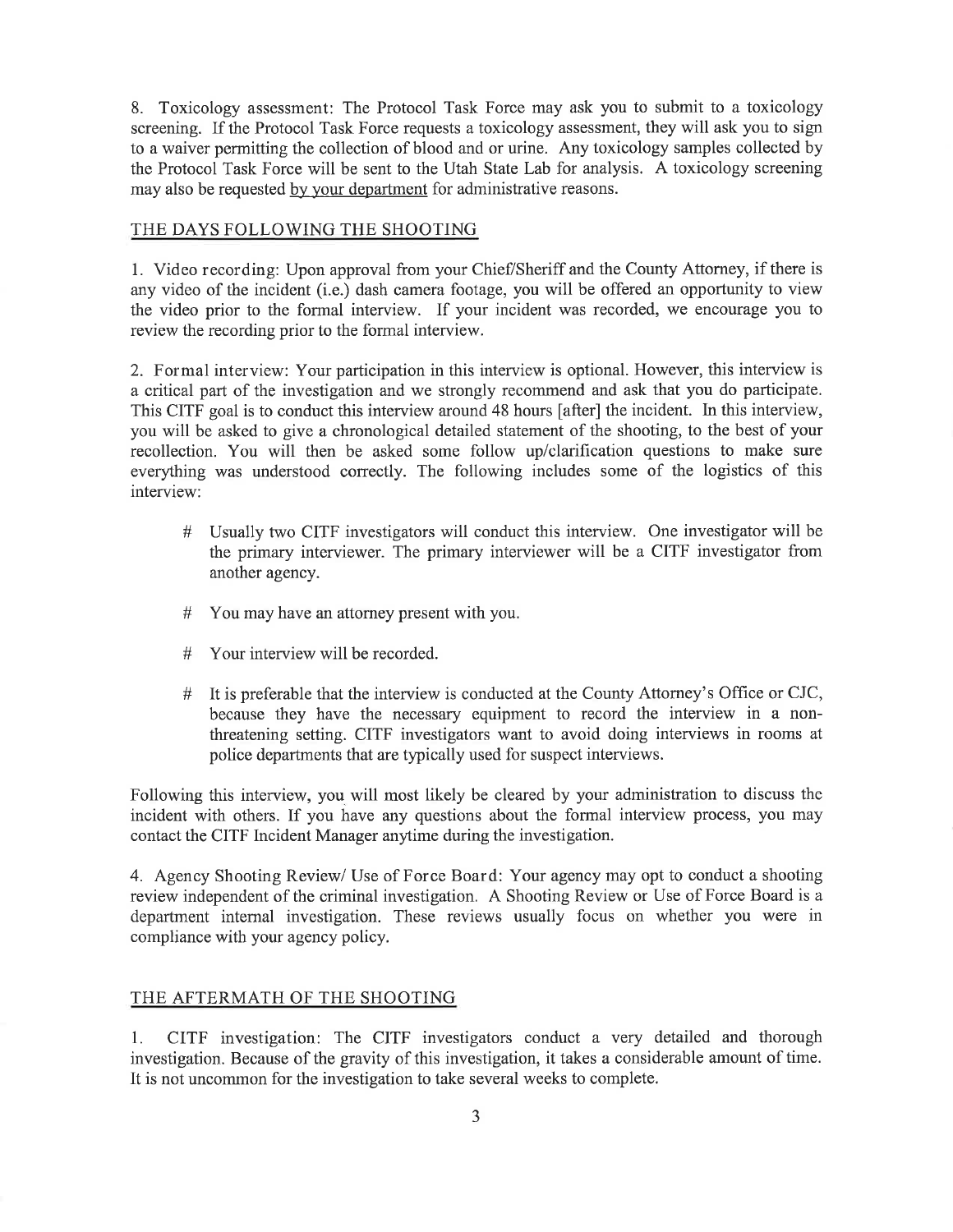8. Toxicology assessment: The Protocol Task Force may ask you to submit to a toxicology screening. If the Protocol Task Force requests a toxicology assessment, they will ask you to sign to a waiver permitting the collection of blood and or urine. Any toxicology samples collected by the Protocol Task Force will be sent to the Utah State Lab for analysis. A toxicology screening may also be requested <u>by your department</u> for administrative reasons.

## THE DAYS FOLLOWING THE SHOOTING

1. Video recording: Upon approval from your Chief/Sheriff and the County Attorney, if there is any video of the incident (i.e.) dash camera footage, you will be offered an opportunity to view the video prior to the formal interview. If your incident was recorded, we encourage you to review the recording prior to the formal interview.

2. Formal interview: Your participation in this interview is optional. However, this interview is a critical part of the investigation and we strongly recommend and ask that you do participate. This CITF goal is to conduct this interview around 48 hours [after] the incident. In this interview, you will be asked to give a chronological detailed statement of the shooting, to the best of your recollection. You will then be asked some follow up/clarification questions to make sure everything was understood correctly. The following includes some of the logistics of this interview:

- # Usually two CITF investigators will conduct this interview. One investigator will be the primary interviewer. The primary interviewer will be a CITF investigator from another agency.
- # You may have an attorney present with you.
- # Your interview will be recorded.
- # It is preferable that the interview is conducted at the County Attorney's Office or CJC, because they have the necessary equipment to record the interview in a non-threatening setting. CITF investigators want to avoid doing interviews in rooms at police departments that are typically used for suspect interviews.

Following this interview, you will most likely be cleared by your administration to discuss the incident with others. If you have any questions about the formal interview process, you may contact the CITF Incident Manager anytime during the investigation.

4. Agency Shooting Review/ Use of Force Board: Your agency may opt to conduct a shooting review independent of the criminal investigation. A Shooting Review or Use of Force Board is a department internal investigation. These reviews usually focus on whether you were in compliance with your agency policy.

## THE AFTERMATH OF THE SHOOTING

1. CITF investigation: The CITF investigators conduct a very detailed and thorough investigation. Because of the gravity of this investigation, it takes a considerable amount of time. It is not uncommon for the investigation to take several weeks to complete.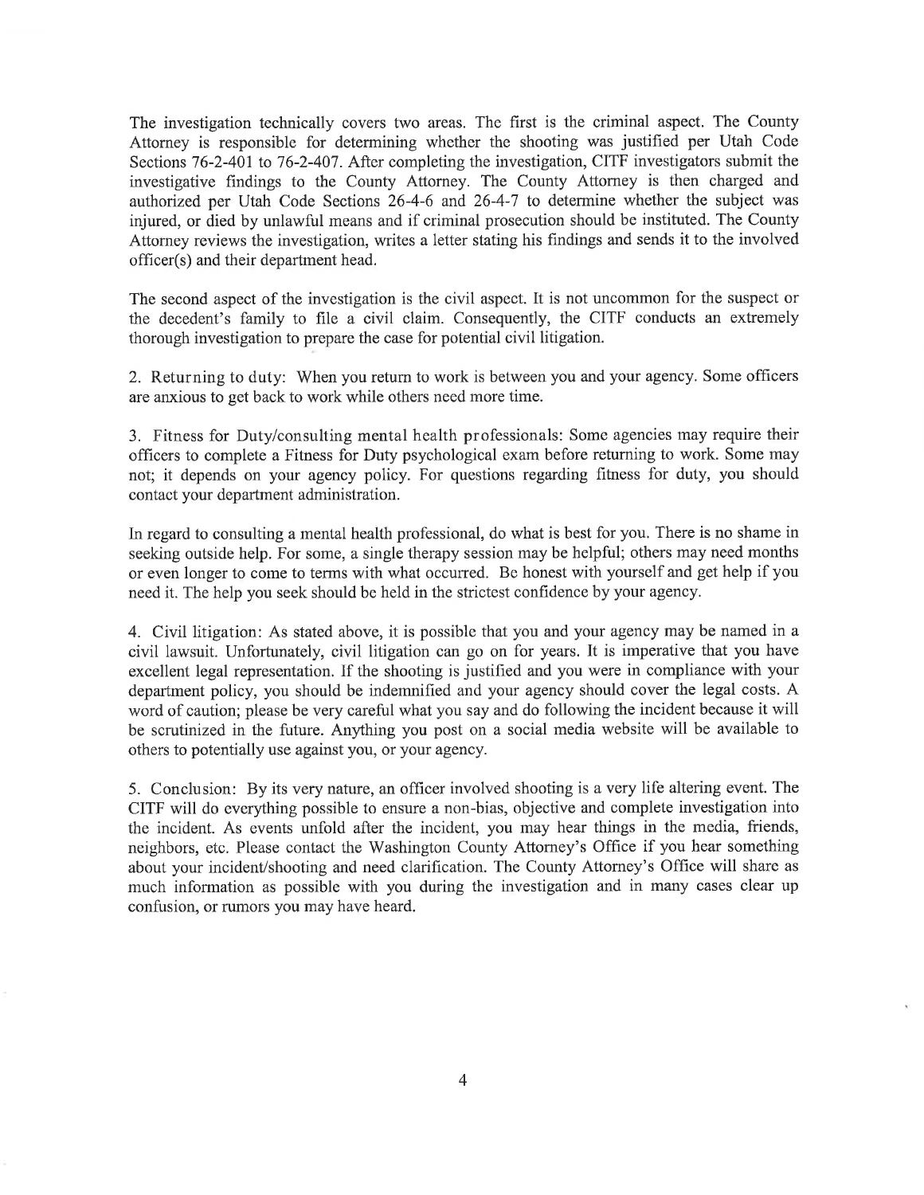The investigation technically covers two areas. The first is the criminal aspect. The County Attorney is responsible for determining whether the shooting was justified per Utah Code Sections 76-2-401 to 76-2-407. After completing the investigation, CITF investigators submit the investigative findings to the County Attorney. The County Attorney is then charged and authorized per Utah Code Sections 26-4-6 and 26-4-7 to determine whether the subject was injured, or died by unlawful means and if criminal prosecution should be instituted. The County Attorney reviews the investigation, writes a letter stating his findings and sends it to the involved officer(s) and their department head.

The second aspect of the investigation is the civil aspect. It is not uncommon for the suspect or the decedent's family to file a civil claim. Consequently, the CITF conducts an extremely thorough investigation to prepare the case for potential civil litigation.

2. Returning to duty: When you return to work is between you and your agency. Some officers are anxious to get back to work while others need more time.

3. Fitness for Duty/consulting mental health professionals: Some agencies may require their officers to complete a Fitness for Duty psychological exam before returning to work. Some may not; it depends on your agency policy. For questions regarding fitness for duty, you should contact your department administration.

In regard to consulting a mental health professional, do what is best for you. There is no shame in seeking outside help. For some, a single therapy session may be helpful; others may need months or even longer to come to terms with what occurred. Be honest with yourself and get help if you need it. The help you seek should be held in the strictest confidence by your agency.

4. Civil litigation: As stated above, it is possible that you and your agency may be named in a civil lawsuit. Unfortunately, civil litigation can go on for years. It is imperative that you have excellent legal representation. If the shooting is justified and you were in compliance with your department policy, you should be indemnified and your agency should cover the legal costs. A word of caution; please be very careful what you say and do following the incident because it will be scrutinized in the future. Anything you post on a social media website will be available to others to potentially use against you, or your agency.

5. Conclusion: By its very nature, an officer involved shooting is a very life altering event. The CITF will do everything possible to ensure a non-bias, objective and complete investigation into the incident. As events unfold after the incident, you may hear things in the media, friends, neighbors, etc. Please contact the Washington County Attorney's Office if you hear something about your incident/shooting and need clarification. The County Attorney's Office will share as much information as possible with you during the investigation and in many cases clear up confusion, or rumors you may have heard.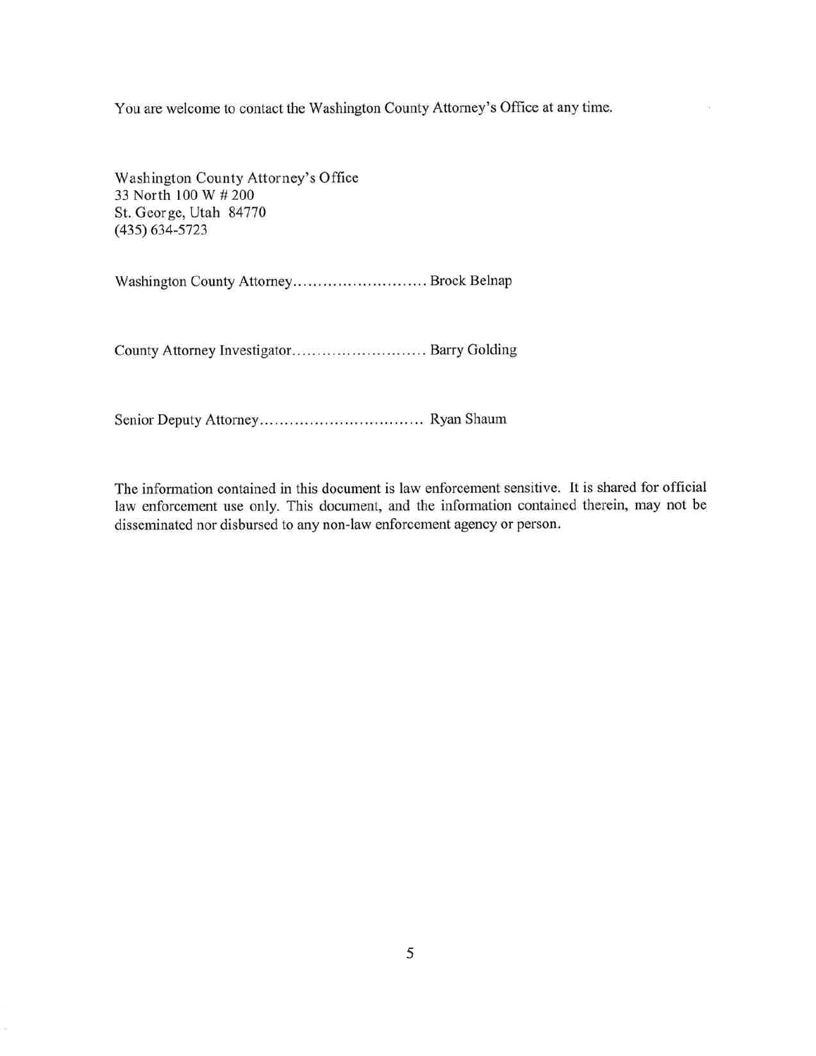You are welcome to contact the Washington County Attorney's Office at any time.

Washington County Attorney's Office
33 North 100 W # 200
St. George, Utah 84770
(435) 634-5723

Washington County Attorney........................... Brock Belnap

County Attorney Investigator........................... Barry Golding

Senior Deputy Attorney................................. Ryan Shaum

The information contained in this document is law enforcement sensitive. It is shared for official law enforcement use only. This document, and the information contained therein, may not be disseminated nor disbursed to any non-law enforcement agency or person.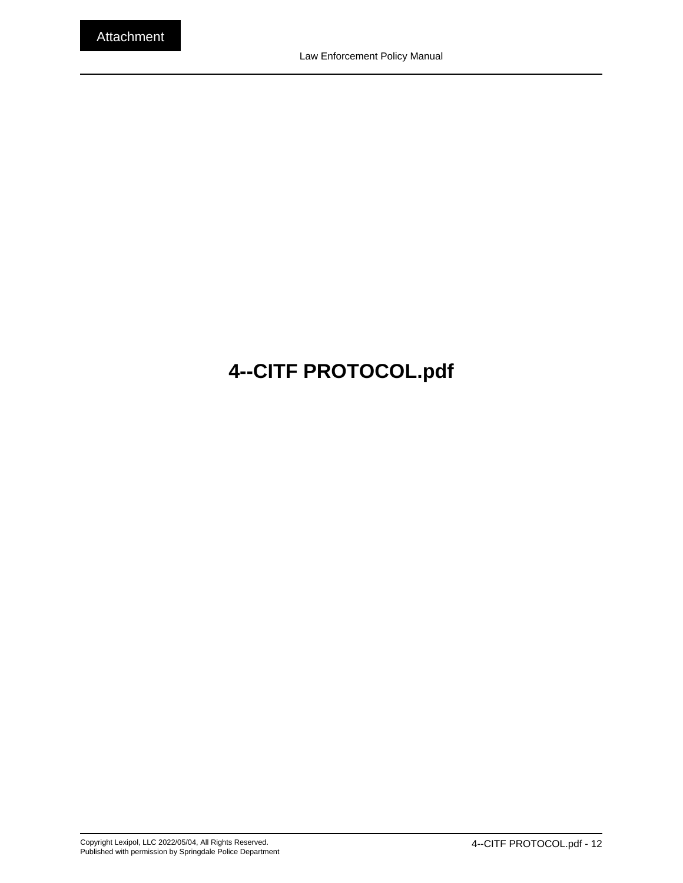# 4--CITF PROTOCOL.pdf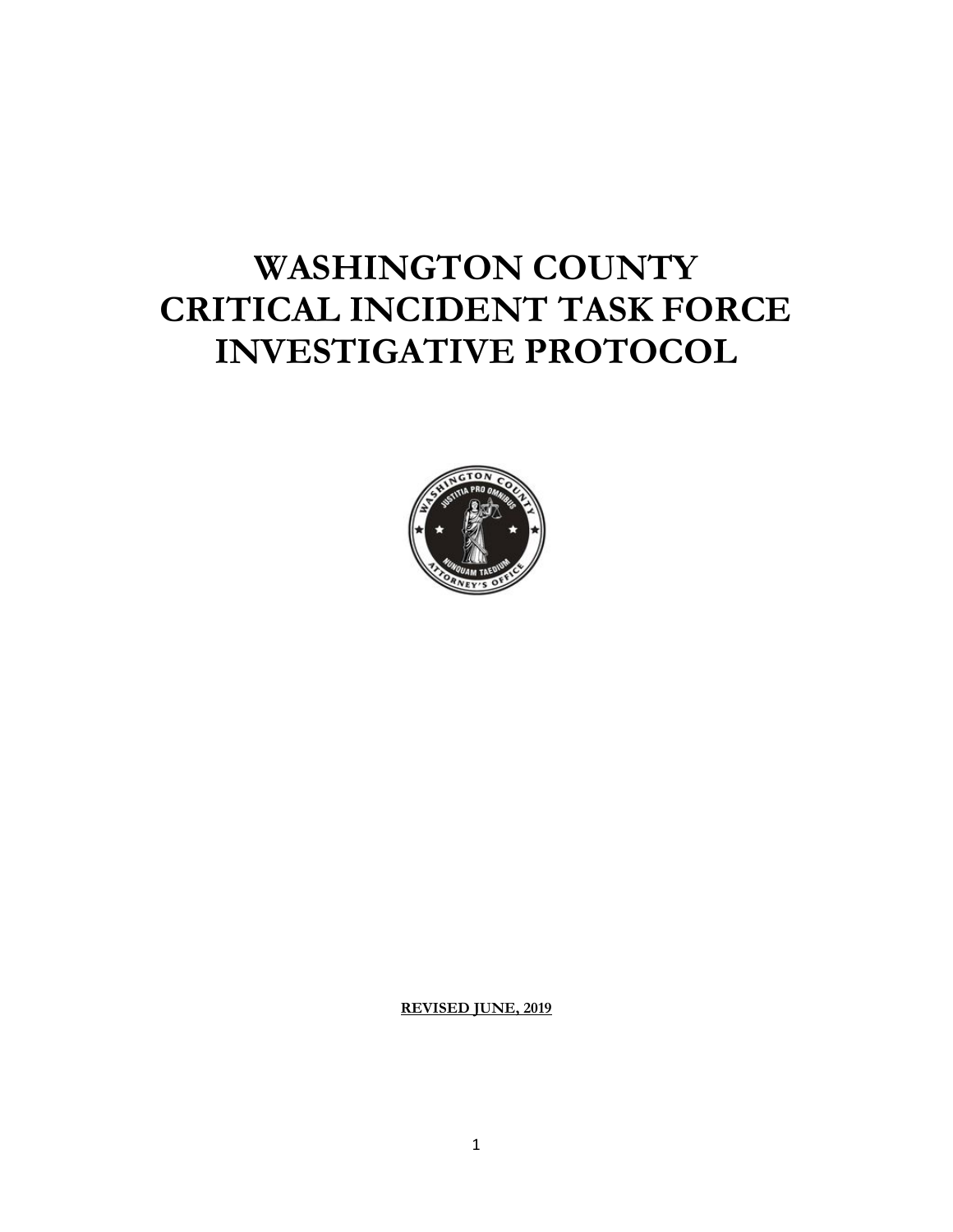# WASHINGTON COUNTY CRITICAL INCIDENT TASK FORCE INVESTIGATIVE PROTOCOL

**REVISED JUNE, 2019**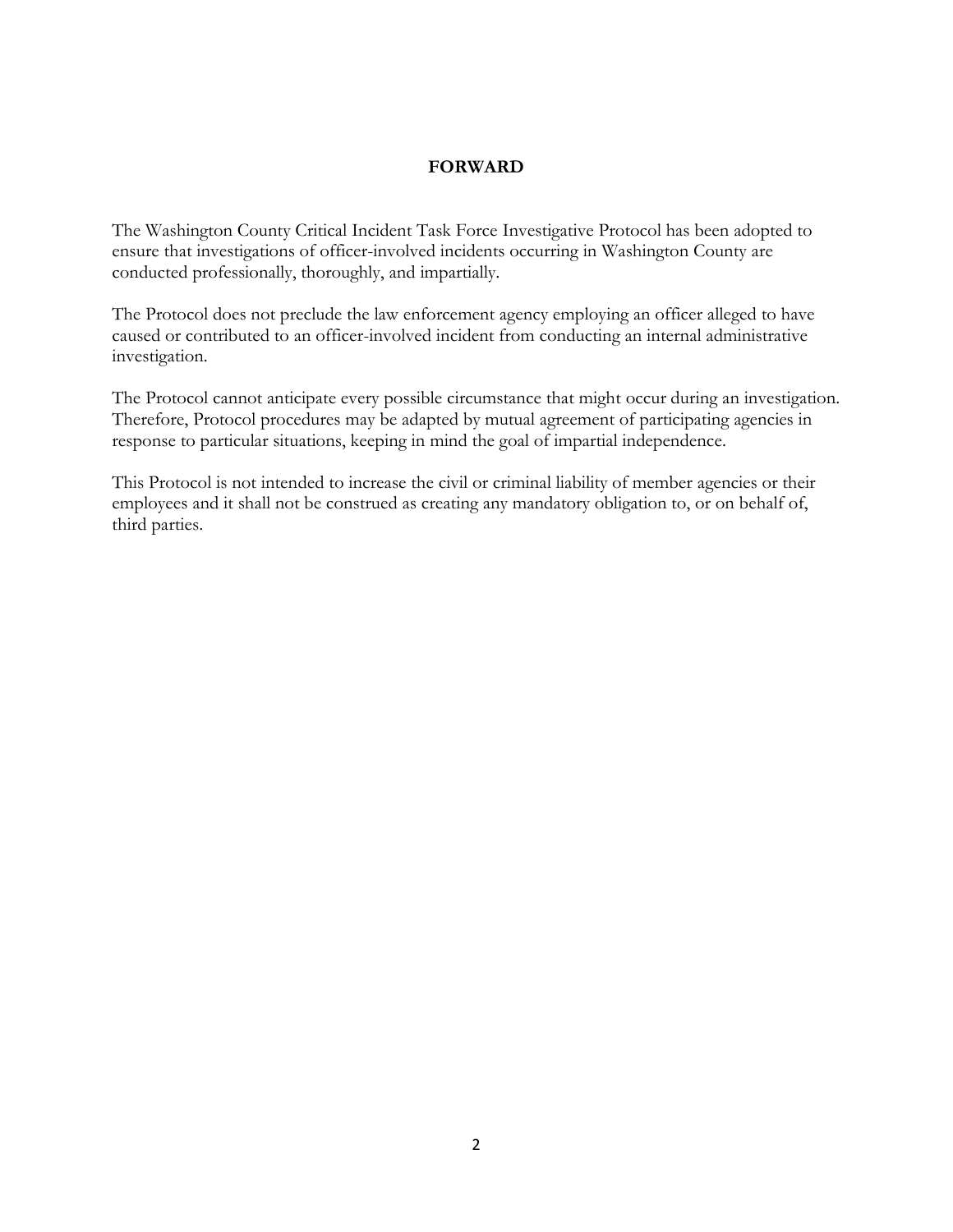# FORWARD

The Washington County Critical Incident Task Force Investigative Protocol has been adopted to ensure that investigations of officer-involved incidents occurring in Washington County are conducted professionally, thoroughly, and impartially.

The Protocol does not preclude the law enforcement agency employing an officer alleged to have caused or contributed to an officer-involved incident from conducting an internal administrative investigation.

The Protocol cannot anticipate every possible circumstance that might occur during an investigation. Therefore, Protocol procedures may be adapted by mutual agreement of participating agencies in response to particular situations, keeping in mind the goal of impartial independence.

This Protocol is not intended to increase the civil or criminal liability of member agencies or their employees and it shall not be construed as creating any mandatory obligation to, or on behalf of, third parties.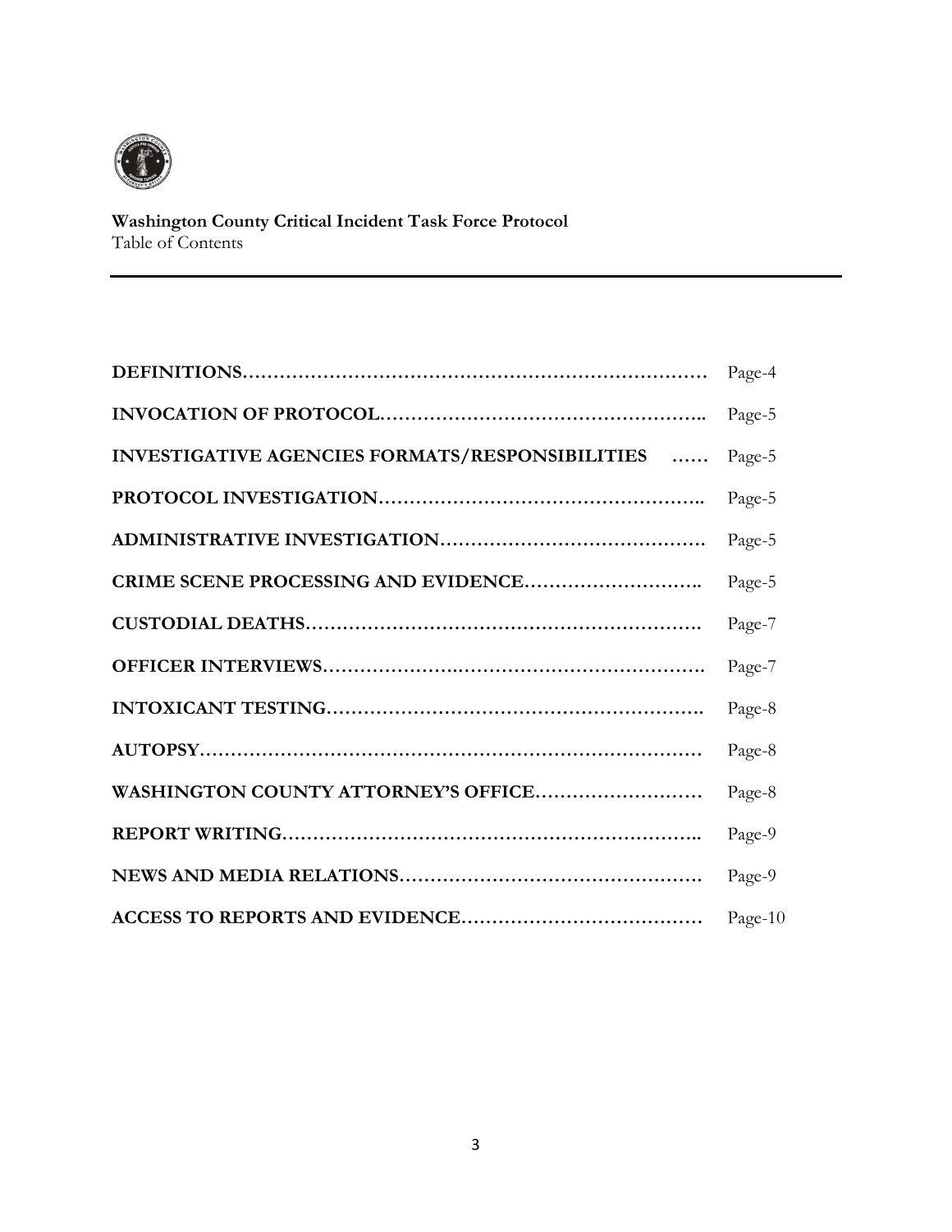**Washington County Critical Incident Task Force Protocol**
Table of Contents

| | |
|---|---|
| **DEFINITIONS** | Page-4 |
| **INVOCATION OF PROTOCOL** | Page-5 |
| **INVESTIGATIVE AGENCIES FORMATS/RESPONSIBILITIES** | Page-5 |
| **PROTOCOL INVESTIGATION** | Page-5 |
| **ADMINISTRATIVE INVESTIGATION** | Page-5 |
| **CRIME SCENE PROCESSING AND EVIDENCE** | Page-5 |
| **CUSTODIAL DEATHS** | Page-7 |
| **OFFICER INTERVIEWS** | Page-7 |
| **INTOXICANT TESTING** | Page-8 |
| **AUTOPSY** | Page-8 |
| **WASHINGTON COUNTY ATTORNEY'S OFFICE** | Page-8 |
| **REPORT WRITING** | Page-9 |
| **NEWS AND MEDIA RELATIONS** | Page-9 |
| **ACCESS TO REPORTS AND EVIDENCE** | Page-10 |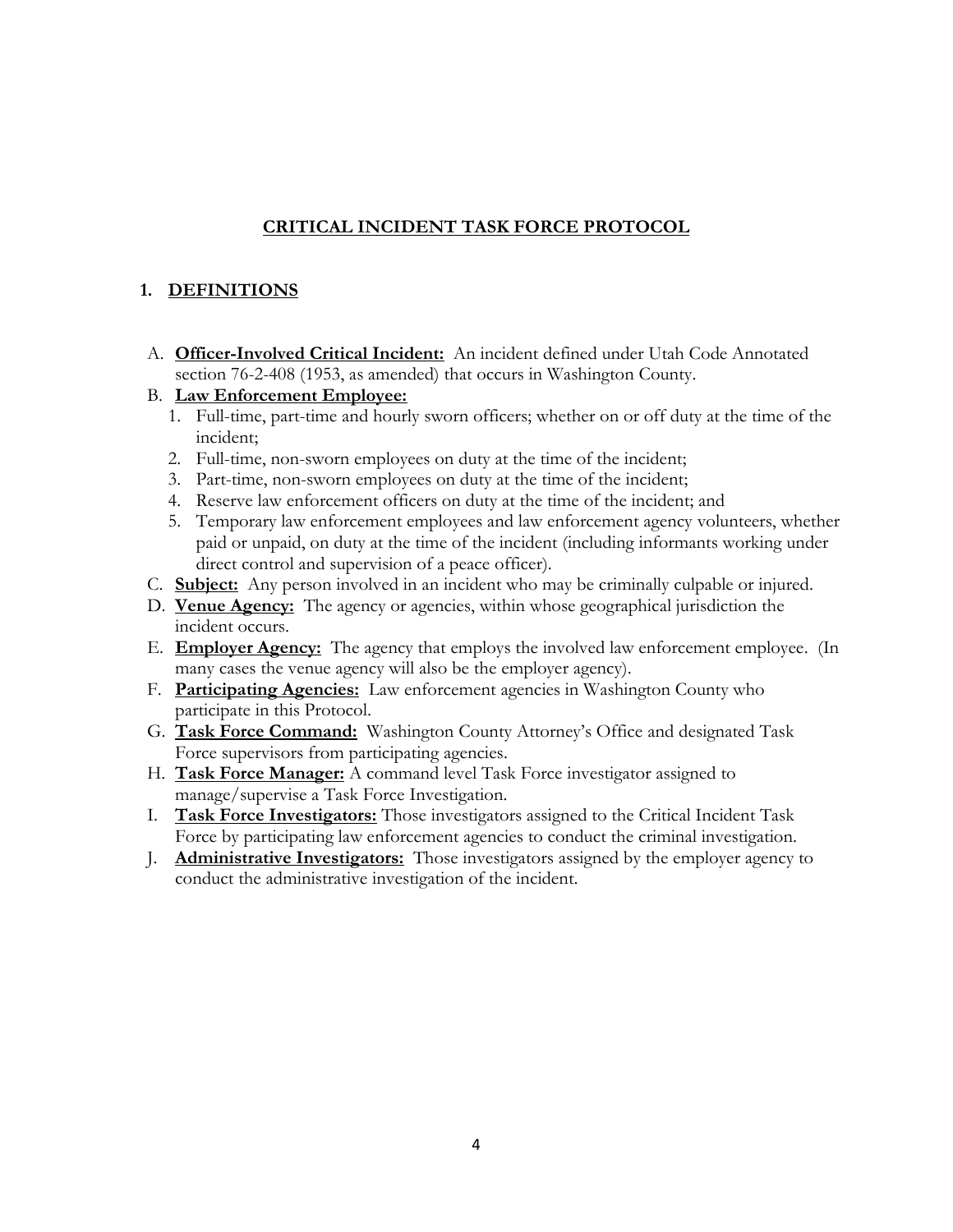# CRITICAL INCIDENT TASK FORCE PROTOCOL

## 1. DEFINITIONS

A. **Officer-Involved Critical Incident:** An incident defined under Utah Code Annotated section 76-2-408 (1953, as amended) that occurs in Washington County.

B. **Law Enforcement Employee:**
   1. Full-time, part-time and hourly sworn officers; whether on or off duty at the time of the incident;
   2. Full-time, non-sworn employees on duty at the time of the incident;
   3. Part-time, non-sworn employees on duty at the time of the incident;
   4. Reserve law enforcement officers on duty at the time of the incident; and
   5. Temporary law enforcement employees and law enforcement agency volunteers, whether paid or unpaid, on duty at the time of the incident (including informants working under direct control and supervision of a peace officer).

C. **Subject:** Any person involved in an incident who may be criminally culpable or injured.

D. **Venue Agency:** The agency or agencies, within whose geographical jurisdiction the incident occurs.

E. **Employer Agency:** The agency that employs the involved law enforcement employee. (In many cases the venue agency will also be the employer agency).

F. **Participating Agencies:** Law enforcement agencies in Washington County who participate in this Protocol.

G. **Task Force Command:** Washington County Attorney's Office and designated Task Force supervisors from participating agencies.

H. **Task Force Manager:** A command level Task Force investigator assigned to manage/supervise a Task Force Investigation.

I. **Task Force Investigators:** Those investigators assigned to the Critical Incident Task Force by participating law enforcement agencies to conduct the criminal investigation.

J. **Administrative Investigators:** Those investigators assigned by the employer agency to conduct the administrative investigation of the incident.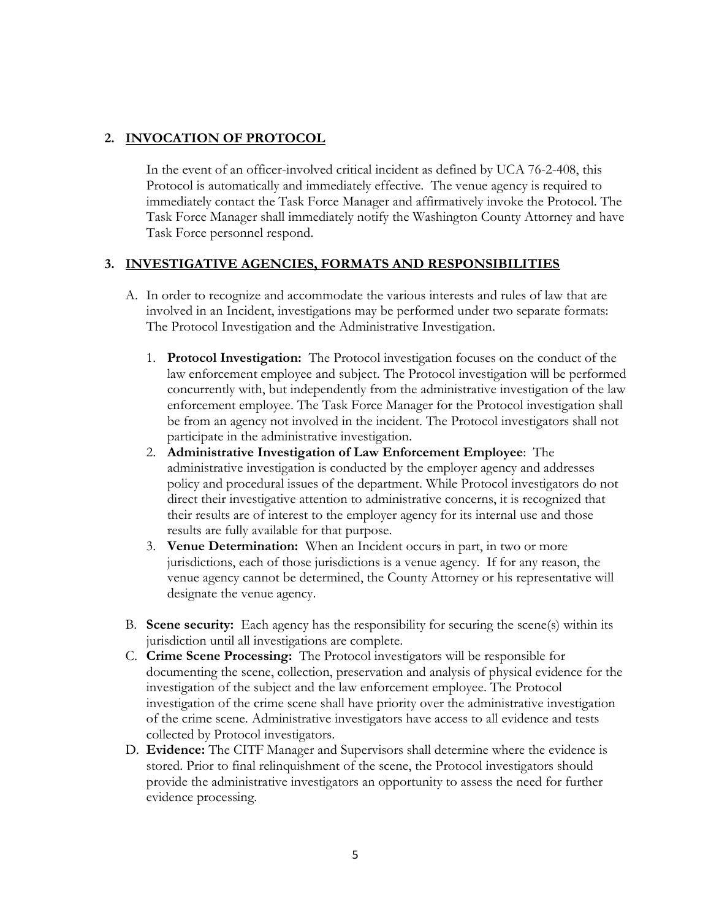## 2. INVOCATION OF PROTOCOL

In the event of an officer-involved critical incident as defined by UCA 76-2-408, this Protocol is automatically and immediately effective. The venue agency is required to immediately contact the Task Force Manager and affirmatively invoke the Protocol. The Task Force Manager shall immediately notify the Washington County Attorney and have Task Force personnel respond.

## 3. INVESTIGATIVE AGENCIES, FORMATS AND RESPONSIBILITIES

A. In order to recognize and accommodate the various interests and rules of law that are involved in an Incident, investigations may be performed under two separate formats: The Protocol Investigation and the Administrative Investigation.

1. **Protocol Investigation:** The Protocol investigation focuses on the conduct of the law enforcement employee and subject. The Protocol investigation will be performed concurrently with, but independently from the administrative investigation of the law enforcement employee. The Task Force Manager for the Protocol investigation shall be from an agency not involved in the incident. The Protocol investigators shall not participate in the administrative investigation.
2. **Administrative Investigation of Law Enforcement Employee**: The administrative investigation is conducted by the employer agency and addresses policy and procedural issues of the department. While Protocol investigators do not direct their investigative attention to administrative concerns, it is recognized that their results are of interest to the employer agency for its internal use and those results are fully available for that purpose.
3. **Venue Determination:** When an Incident occurs in part, in two or more jurisdictions, each of those jurisdictions is a venue agency. If for any reason, the venue agency cannot be determined, the County Attorney or his representative will designate the venue agency.

B. **Scene security:** Each agency has the responsibility for securing the scene(s) within its jurisdiction until all investigations are complete.

C. **Crime Scene Processing:** The Protocol investigators will be responsible for documenting the scene, collection, preservation and analysis of physical evidence for the investigation of the subject and the law enforcement employee. The Protocol investigation of the crime scene shall have priority over the administrative investigation of the crime scene. Administrative investigators have access to all evidence and tests collected by Protocol investigators.

D. **Evidence:** The CITF Manager and Supervisors shall determine where the evidence is stored. Prior to final relinquishment of the scene, the Protocol investigators should provide the administrative investigators an opportunity to assess the need for further evidence processing.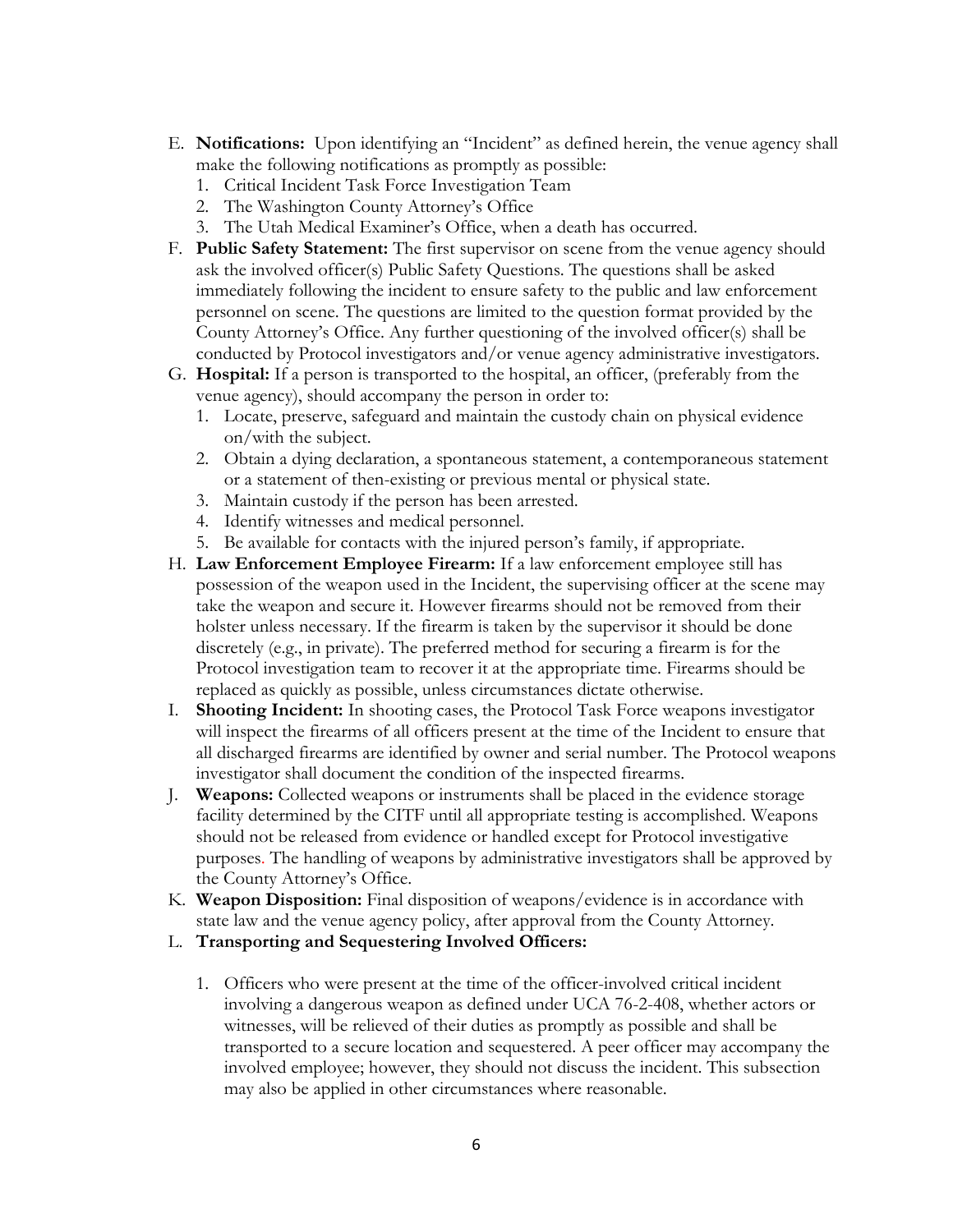E. **Notifications:** Upon identifying an "Incident" as defined herein, the venue agency shall make the following notifications as promptly as possible:
   1. Critical Incident Task Force Investigation Team
   2. The Washington County Attorney's Office
   3. The Utah Medical Examiner's Office, when a death has occurred.

F. **Public Safety Statement:** The first supervisor on scene from the venue agency should ask the involved officer(s) Public Safety Questions. The questions shall be asked immediately following the incident to ensure safety to the public and law enforcement personnel on scene. The questions are limited to the question format provided by the County Attorney's Office. Any further questioning of the involved officer(s) shall be conducted by Protocol investigators and/or venue agency administrative investigators.

G. **Hospital:** If a person is transported to the hospital, an officer, (preferably from the venue agency), should accompany the person in order to:
   1. Locate, preserve, safeguard and maintain the custody chain on physical evidence on/with the subject.
   2. Obtain a dying declaration, a spontaneous statement, a contemporaneous statement or a statement of then-existing or previous mental or physical state.
   3. Maintain custody if the person has been arrested.
   4. Identify witnesses and medical personnel.
   5. Be available for contacts with the injured person's family, if appropriate.

H. **Law Enforcement Employee Firearm:** If a law enforcement employee still has possession of the weapon used in the Incident, the supervising officer at the scene may take the weapon and secure it. However firearms should not be removed from their holster unless necessary. If the firearm is taken by the supervisor it should be done discretely (e.g., in private). The preferred method for securing a firearm is for the Protocol investigation team to recover it at the appropriate time. Firearms should be replaced as quickly as possible, unless circumstances dictate otherwise.

I. **Shooting Incident:** In shooting cases, the Protocol Task Force weapons investigator will inspect the firearms of all officers present at the time of the Incident to ensure that all discharged firearms are identified by owner and serial number. The Protocol weapons investigator shall document the condition of the inspected firearms.

J. **Weapons:** Collected weapons or instruments shall be placed in the evidence storage facility determined by the CITF until all appropriate testing is accomplished. Weapons should not be released from evidence or handled except for Protocol investigative purposes. The handling of weapons by administrative investigators shall be approved by the County Attorney's Office.

K. **Weapon Disposition:** Final disposition of weapons/evidence is in accordance with state law and the venue agency policy, after approval from the County Attorney.

L. **Transporting and Sequestering Involved Officers:**

   1. Officers who were present at the time of the officer-involved critical incident involving a dangerous weapon as defined under UCA 76-2-408, whether actors or witnesses, will be relieved of their duties as promptly as possible and shall be transported to a secure location and sequestered. A peer officer may accompany the involved employee; however, they should not discuss the incident. This subsection may also be applied in other circumstances where reasonable.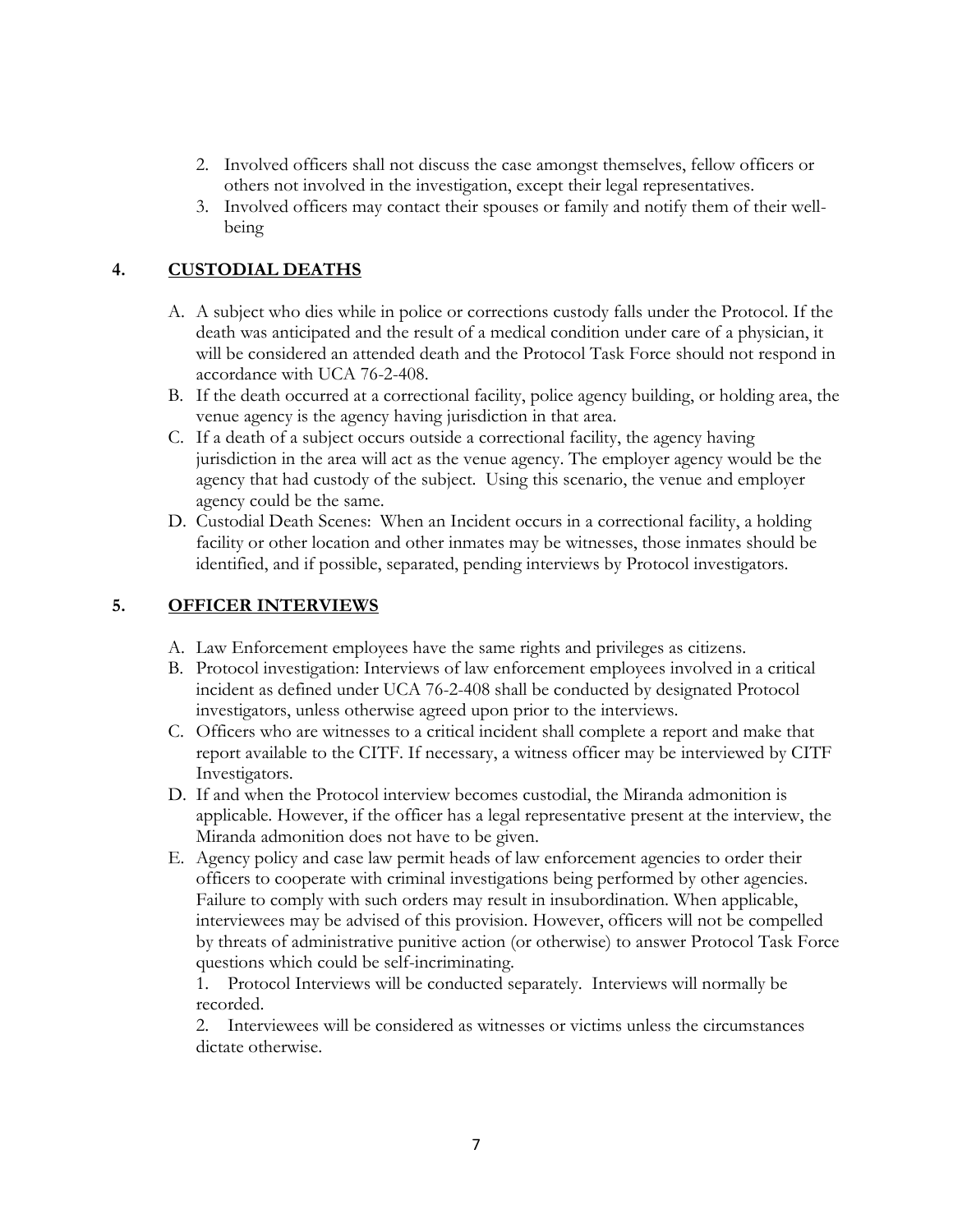2. Involved officers shall not discuss the case amongst themselves, fellow officers or others not involved in the investigation, except their legal representatives.
3. Involved officers may contact their spouses or family and notify them of their well-being

## 4. CUSTODIAL DEATHS

A. A subject who dies while in police or corrections custody falls under the Protocol. If the death was anticipated and the result of a medical condition under care of a physician, it will be considered an attended death and the Protocol Task Force should not respond in accordance with UCA 76-2-408.

B. If the death occurred at a correctional facility, police agency building, or holding area, the venue agency is the agency having jurisdiction in that area.

C. If a death of a subject occurs outside a correctional facility, the agency having jurisdiction in the area will act as the venue agency. The employer agency would be the agency that had custody of the subject. Using this scenario, the venue and employer agency could be the same.

D. Custodial Death Scenes: When an Incident occurs in a correctional facility, a holding facility or other location and other inmates may be witnesses, those inmates should be identified, and if possible, separated, pending interviews by Protocol investigators.

## 5. OFFICER INTERVIEWS

A. Law Enforcement employees have the same rights and privileges as citizens.

B. Protocol investigation: Interviews of law enforcement employees involved in a critical incident as defined under UCA 76-2-408 shall be conducted by designated Protocol investigators, unless otherwise agreed upon prior to the interviews.

C. Officers who are witnesses to a critical incident shall complete a report and make that report available to the CITF. If necessary, a witness officer may be interviewed by CITF Investigators.

D. If and when the Protocol interview becomes custodial, the Miranda admonition is applicable. However, if the officer has a legal representative present at the interview, the Miranda admonition does not have to be given.

E. Agency policy and case law permit heads of law enforcement agencies to order their officers to cooperate with criminal investigations being performed by other agencies. Failure to comply with such orders may result in insubordination. When applicable, interviewees may be advised of this provision. However, officers will not be compelled by threats of administrative punitive action (or otherwise) to answer Protocol Task Force questions which could be self-incriminating.

1. Protocol Interviews will be conducted separately. Interviews will normally be recorded.
2. Interviewees will be considered as witnesses or victims unless the circumstances dictate otherwise.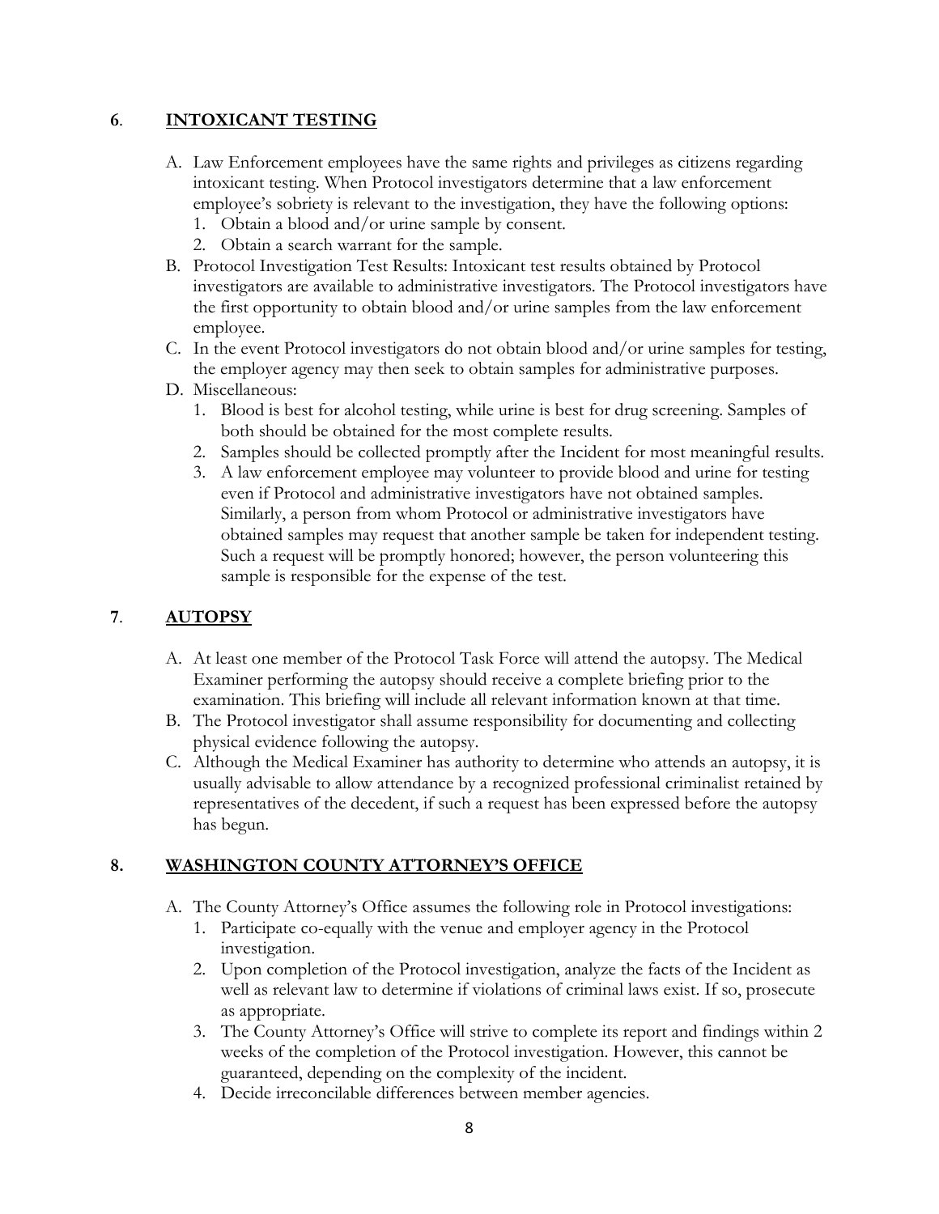## 6. INTOXICANT TESTING

A. Law Enforcement employees have the same rights and privileges as citizens regarding intoxicant testing. When Protocol investigators determine that a law enforcement employee's sobriety is relevant to the investigation, they have the following options:
   1. Obtain a blood and/or urine sample by consent.
   2. Obtain a search warrant for the sample.

B. Protocol Investigation Test Results: Intoxicant test results obtained by Protocol investigators are available to administrative investigators. The Protocol investigators have the first opportunity to obtain blood and/or urine samples from the law enforcement employee.

C. In the event Protocol investigators do not obtain blood and/or urine samples for testing, the employer agency may then seek to obtain samples for administrative purposes.

D. Miscellaneous:
   1. Blood is best for alcohol testing, while urine is best for drug screening. Samples of both should be obtained for the most complete results.
   2. Samples should be collected promptly after the Incident for most meaningful results.
   3. A law enforcement employee may volunteer to provide blood and urine for testing even if Protocol and administrative investigators have not obtained samples. Similarly, a person from whom Protocol or administrative investigators have obtained samples may request that another sample be taken for independent testing. Such a request will be promptly honored; however, the person volunteering this sample is responsible for the expense of the test.

## 7. AUTOPSY

A. At least one member of the Protocol Task Force will attend the autopsy. The Medical Examiner performing the autopsy should receive a complete briefing prior to the examination. This briefing will include all relevant information known at that time.

B. The Protocol investigator shall assume responsibility for documenting and collecting physical evidence following the autopsy.

C. Although the Medical Examiner has authority to determine who attends an autopsy, it is usually advisable to allow attendance by a recognized professional criminalist retained by representatives of the decedent, if such a request has been expressed before the autopsy has begun.

## 8. WASHINGTON COUNTY ATTORNEY'S OFFICE

A. The County Attorney's Office assumes the following role in Protocol investigations:
   1. Participate co-equally with the venue and employer agency in the Protocol investigation.
   2. Upon completion of the Protocol investigation, analyze the facts of the Incident as well as relevant law to determine if violations of criminal laws exist. If so, prosecute as appropriate.
   3. The County Attorney's Office will strive to complete its report and findings within 2 weeks of the completion of the Protocol investigation. However, this cannot be guaranteed, depending on the complexity of the incident.
   4. Decide irreconcilable differences between member agencies.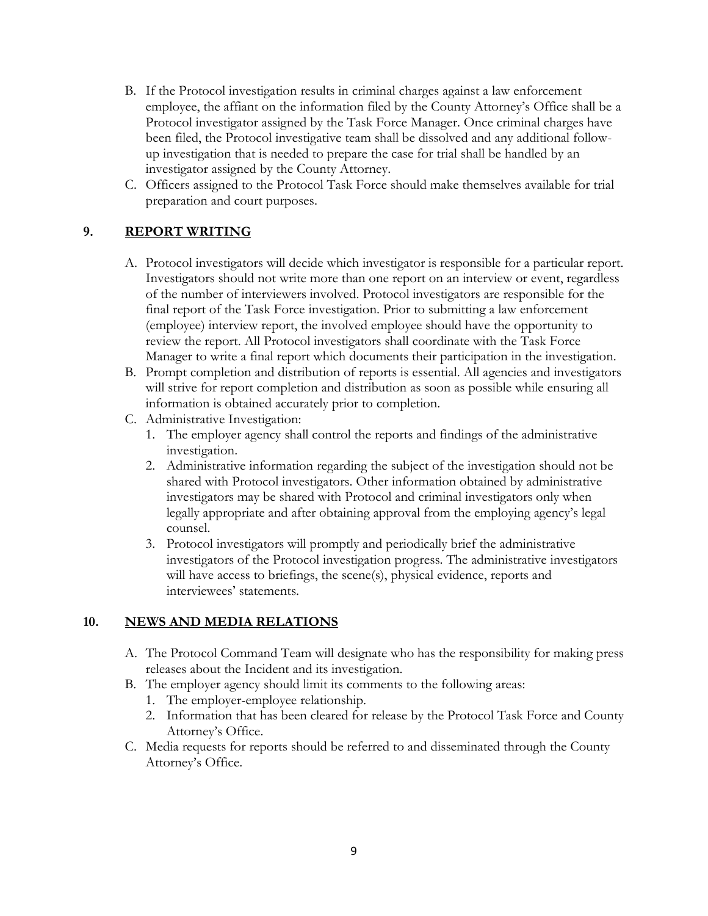B. If the Protocol investigation results in criminal charges against a law enforcement employee, the affiant on the information filed by the County Attorney's Office shall be a Protocol investigator assigned by the Task Force Manager. Once criminal charges have been filed, the Protocol investigative team shall be dissolved and any additional follow-up investigation that is needed to prepare the case for trial shall be handled by an investigator assigned by the County Attorney.

C. Officers assigned to the Protocol Task Force should make themselves available for trial preparation and court purposes.

## 9. REPORT WRITING

A. Protocol investigators will decide which investigator is responsible for a particular report. Investigators should not write more than one report on an interview or event, regardless of the number of interviewers involved. Protocol investigators are responsible for the final report of the Task Force investigation. Prior to submitting a law enforcement (employee) interview report, the involved employee should have the opportunity to review the report. All Protocol investigators shall coordinate with the Task Force Manager to write a final report which documents their participation in the investigation.

B. Prompt completion and distribution of reports is essential. All agencies and investigators will strive for report completion and distribution as soon as possible while ensuring all information is obtained accurately prior to completion.

C. Administrative Investigation:
   1. The employer agency shall control the reports and findings of the administrative investigation.
   2. Administrative information regarding the subject of the investigation should not be shared with Protocol investigators. Other information obtained by administrative investigators may be shared with Protocol and criminal investigators only when legally appropriate and after obtaining approval from the employing agency's legal counsel.
   3. Protocol investigators will promptly and periodically brief the administrative investigators of the Protocol investigation progress. The administrative investigators will have access to briefings, the scene(s), physical evidence, reports and interviewees' statements.

## 10. NEWS AND MEDIA RELATIONS

A. The Protocol Command Team will designate who has the responsibility for making press releases about the Incident and its investigation.

B. The employer agency should limit its comments to the following areas:
   1. The employer-employee relationship.
   2. Information that has been cleared for release by the Protocol Task Force and County Attorney's Office.

C. Media requests for reports should be referred to and disseminated through the County Attorney's Office.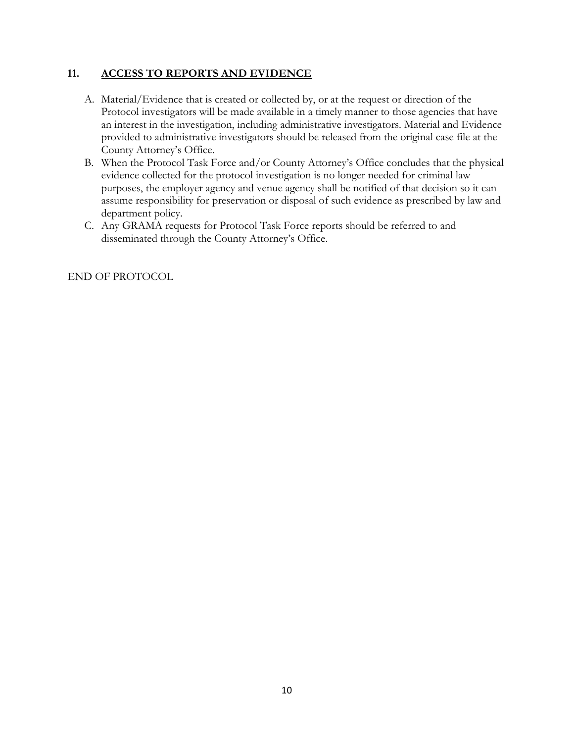## 11. ACCESS TO REPORTS AND EVIDENCE

A. Material/Evidence that is created or collected by, or at the request or direction of the Protocol investigators will be made available in a timely manner to those agencies that have an interest in the investigation, including administrative investigators. Material and Evidence provided to administrative investigators should be released from the original case file at the County Attorney's Office.

B. When the Protocol Task Force and/or County Attorney's Office concludes that the physical evidence collected for the protocol investigation is no longer needed for criminal law purposes, the employer agency and venue agency shall be notified of that decision so it can assume responsibility for preservation or disposal of such evidence as prescribed by law and department policy.

C. Any GRAMA requests for Protocol Task Force reports should be referred to and disseminated through the County Attorney's Office.

END OF PROTOCOL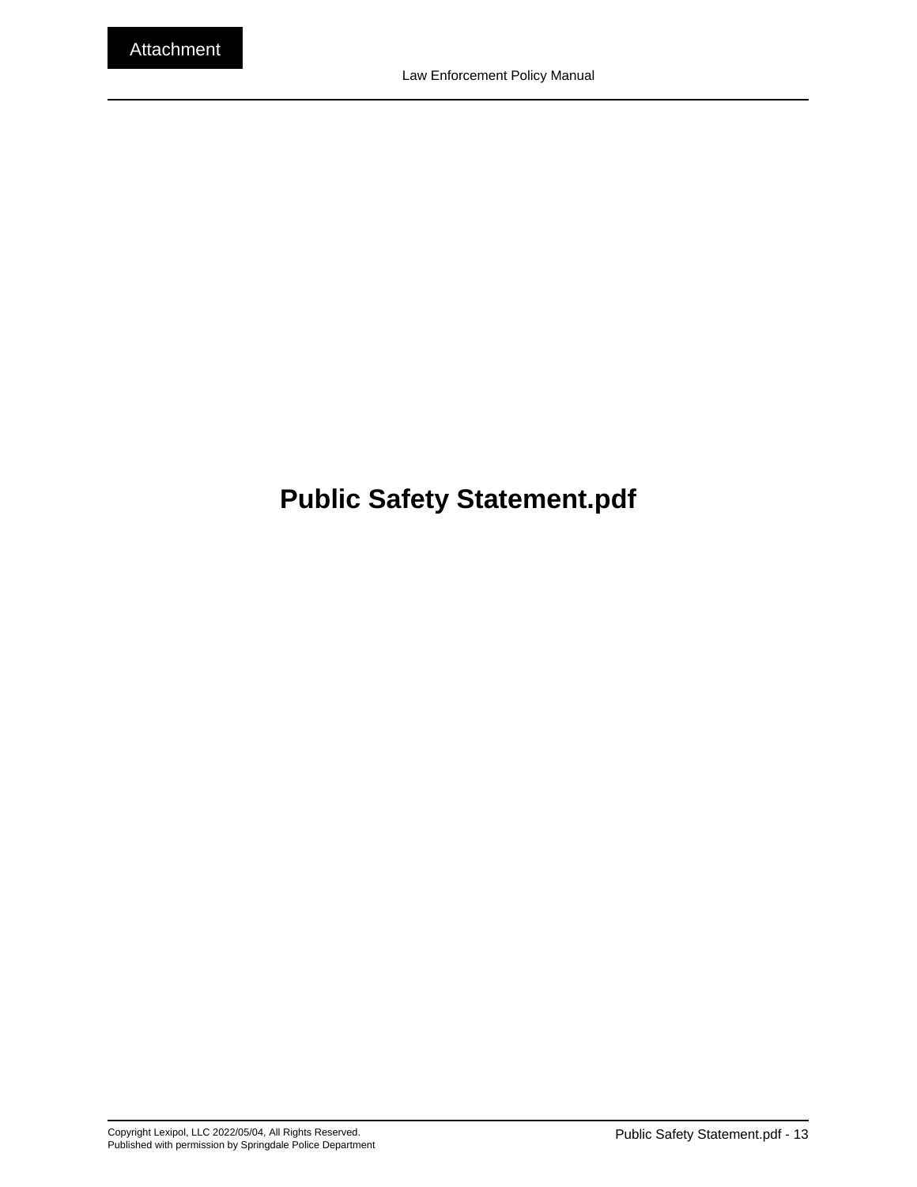# Public Safety Statement.pdf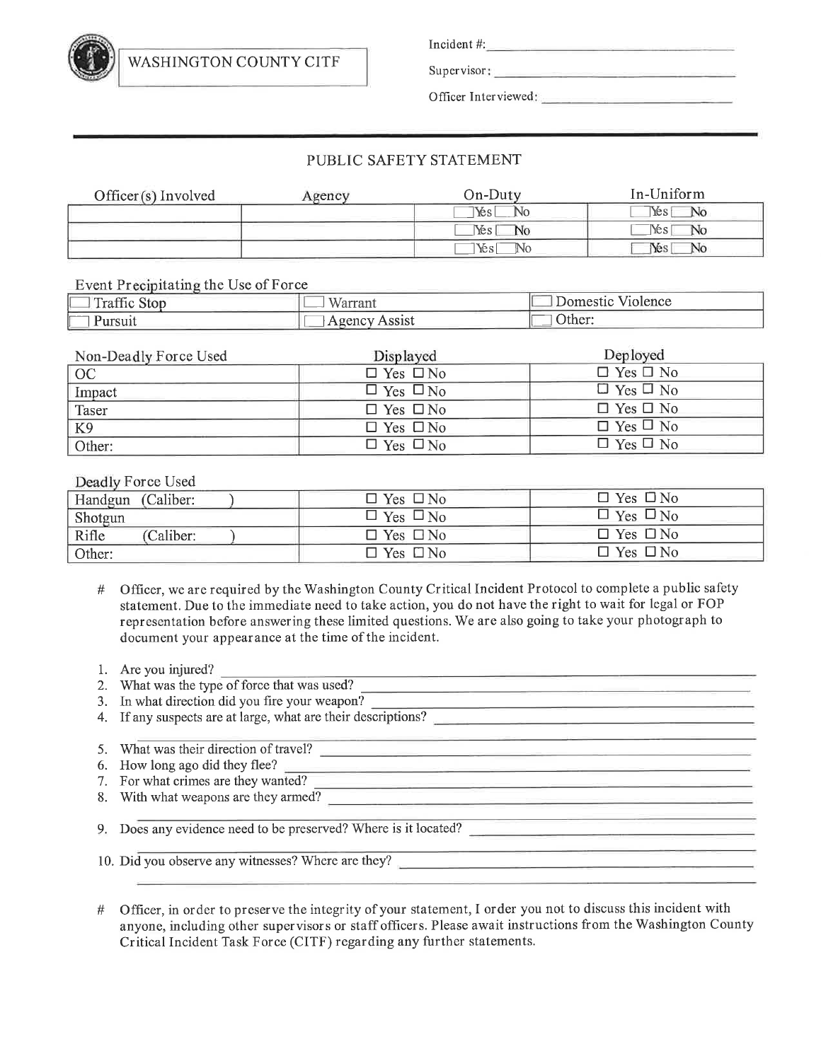WASHINGTON COUNTY CITF

Incident #: \_\_\_\_\_\_\_\_\_\_\_\_\_\_\_\_\_\_\_\_

Supervisor: \_\_\_\_\_\_\_\_\_\_\_\_\_\_\_\_\_\_\_\_

Officer Interviewed: \_\_\_\_\_\_\_\_\_\_\_\_\_\_\_\_\_\_\_\_

---

## PUBLIC SAFETY STATEMENT

| Officer(s) Involved | Agency | On-Duty | In-Uniform |
|---|---|---|---|
| | | ☐ Yes ☐ No | ☐ Yes ☐ No |
| | | ☐ Yes ☐ No | ☐ Yes ☐ No |
| | | ☐ Yes ☐ No | ☐ Yes ☐ No |

Event Precipitating the Use of Force

| | | |
|---|---|---|
| ☐ Traffic Stop | ☐ Warrant | ☐ Domestic Violence |
| ☐ Pursuit | ☐ Agency Assist | ☐ Other: |

| Non-Deadly Force Used | Displayed | Deployed |
|---|---|---|
| OC | ☐ Yes ☐ No | ☐ Yes ☐ No |
| Impact | ☐ Yes ☐ No | ☐ Yes ☐ No |
| Taser | ☐ Yes ☐ No | ☐ Yes ☐ No |
| K9 | ☐ Yes ☐ No | ☐ Yes ☐ No |
| Other: | ☐ Yes ☐ No | ☐ Yes ☐ No |

Deadly Force Used

| | | |
|---|---|---|
| Handgun (Caliber: ) | ☐ Yes ☐ No | ☐ Yes ☐ No |
| Shotgun | ☐ Yes ☐ No | ☐ Yes ☐ No |
| Rifle (Caliber: ) | ☐ Yes ☐ No | ☐ Yes ☐ No |
| Other: | ☐ Yes ☐ No | ☐ Yes ☐ No |

\# Officer, we are required by the Washington County Critical Incident Protocol to complete a public safety statement. Due to the immediate need to take action, you do not have the right to wait for legal or FOP representation before answering these limited questions. We are also going to take your photograph to document your appearance at the time of the incident.

1. Are you injured? \_\_\_\_\_\_\_\_\_\_\_\_\_\_\_\_\_\_\_\_
2. What was the type of force that was used? \_\_\_\_\_\_\_\_\_\_\_\_\_\_\_\_\_\_\_\_
3. In what direction did you fire your weapon? \_\_\_\_\_\_\_\_\_\_\_\_\_\_\_\_\_\_\_\_
4. If any suspects are at large, what are their descriptions? \_\_\_\_\_\_\_\_\_\_\_\_\_\_\_\_\_\_\_\_
5. What was their direction of travel? \_\_\_\_\_\_\_\_\_\_\_\_\_\_\_\_\_\_\_\_
6. How long ago did they flee? \_\_\_\_\_\_\_\_\_\_\_\_\_\_\_\_\_\_\_\_
7. For what crimes are they wanted? \_\_\_\_\_\_\_\_\_\_\_\_\_\_\_\_\_\_\_\_
8. With what weapons are they armed? \_\_\_\_\_\_\_\_\_\_\_\_\_\_\_\_\_\_\_\_
9. Does any evidence need to be preserved? Where is it located? \_\_\_\_\_\_\_\_\_\_\_\_\_\_\_\_\_\_\_\_
10. Did you observe any witnesses? Where are they? \_\_\_\_\_\_\_\_\_\_\_\_\_\_\_\_\_\_\_\_

\# Officer, in order to preserve the integrity of your statement, I order you not to discuss this incident with anyone, including other supervisors or staff officers. Please await instructions from the Washington County Critical Incident Task Force (CITF) regarding any further statements.